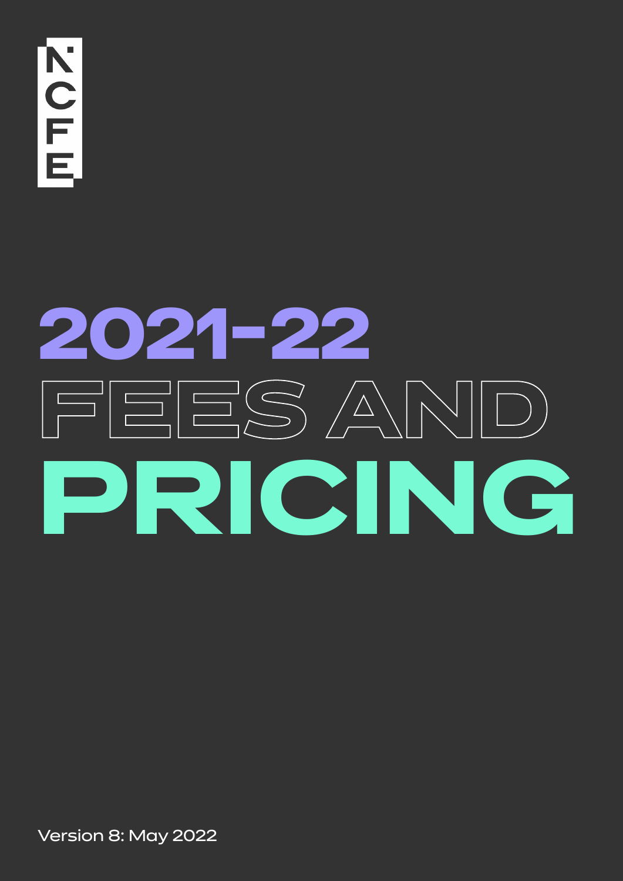NCFE

# 2021-22 FEES AND PRICING

Version 8: May 2022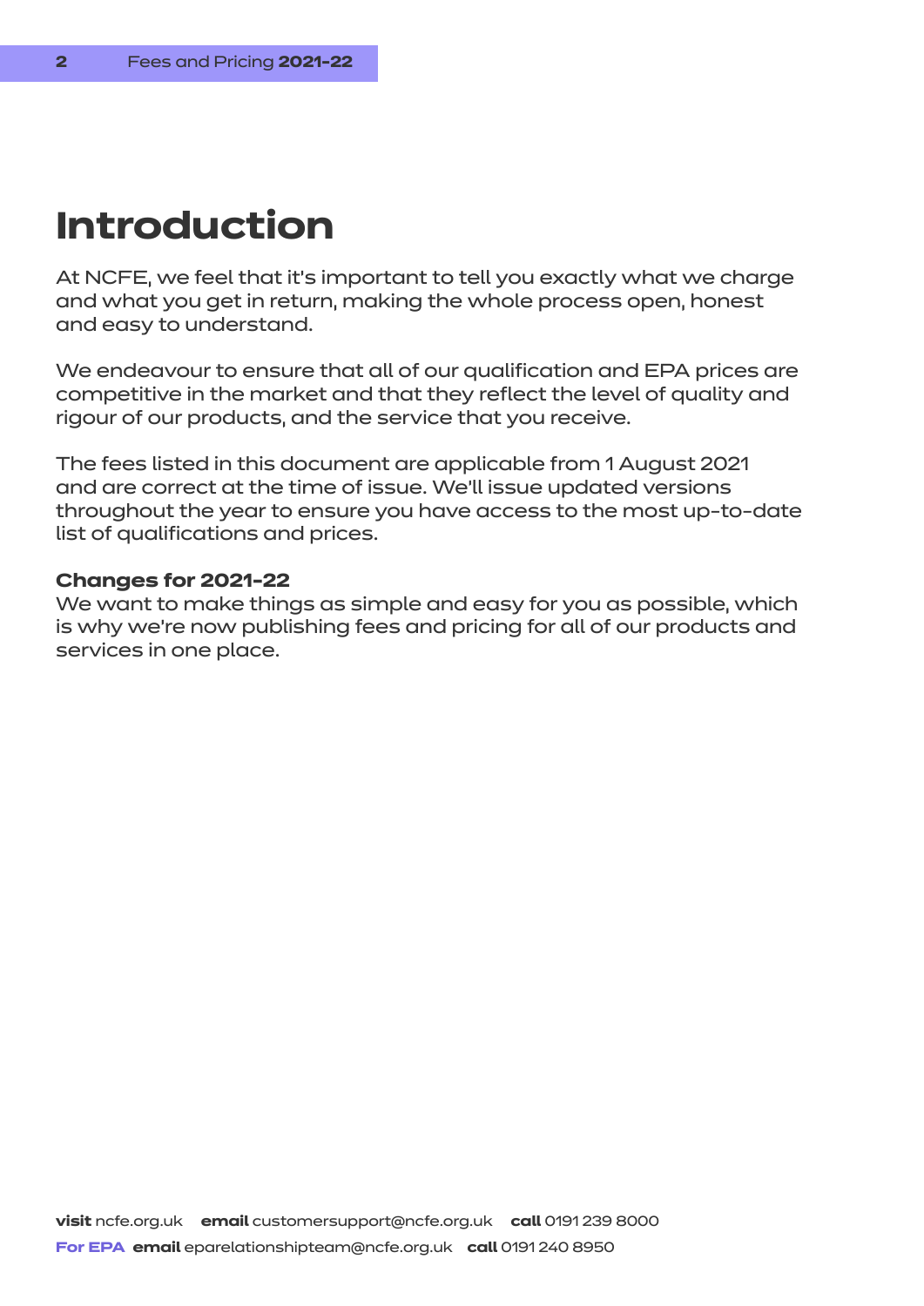# Introduction

At NCFE, we feel that it's important to tell you exactly what we charge and what you get in return, making the whole process open, honest and easy to understand.

We endeavour to ensure that all of our qualification and EPA prices are competitive in the market and that they reflect the level of quality and rigour of our products, and the service that you receive.

The fees listed in this document are applicable from 1 August 2021 and are correct at the time of issue. We'll issue updated versions throughout the year to ensure you have access to the most up-to-date list of qualifications and prices.

**Changes for 2021-22**
We want to make things as simple and easy for you as possible, which is why we're now publishing fees and pricing for all of our products and services in one place.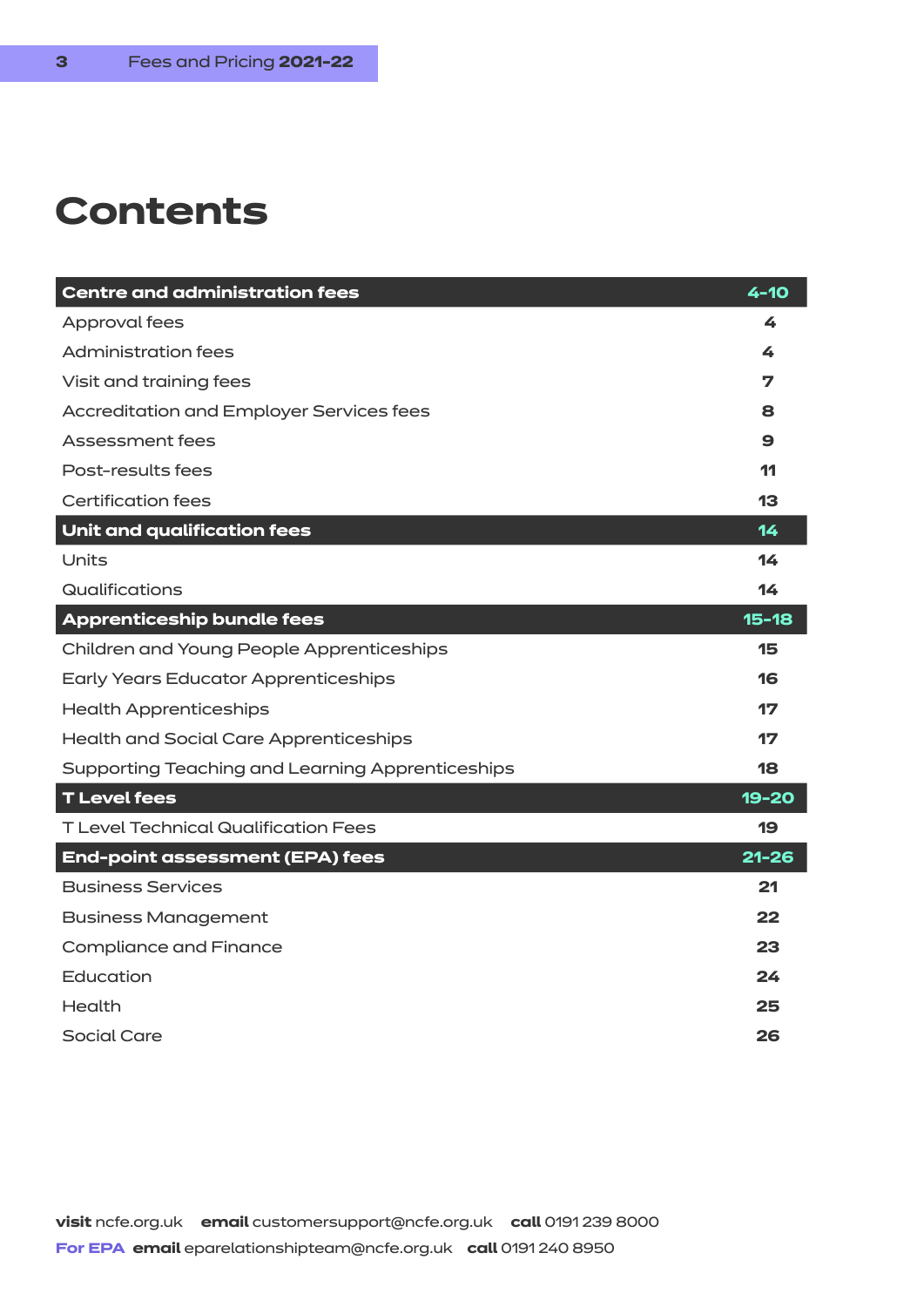# Contents

| Centre and administration fees | 4-10 |
| --- | --- |
| Approval fees | 4 |
| Administration fees | 4 |
| Visit and training fees | 7 |
| Accreditation and Employer Services fees | 8 |
| Assessment fees | 9 |
| Post-results fees | 11 |
| Certification fees | 13 |
| **Unit and qualification fees** | **14** |
| Units | 14 |
| Qualifications | 14 |
| **Apprenticeship bundle fees** | **15-18** |
| Children and Young People Apprenticeships | 15 |
| Early Years Educator Apprenticeships | 16 |
| Health Apprenticeships | 17 |
| Health and Social Care Apprenticeships | 17 |
| Supporting Teaching and Learning Apprenticeships | 18 |
| **T Level fees** | **19-20** |
| T Level Technical Qualification Fees | 19 |
| **End-point assessment (EPA) fees** | **21-26** |
| Business Services | 21 |
| Business Management | 22 |
| Compliance and Finance | 23 |
| Education | 24 |
| Health | 25 |
| Social Care | 26 |

**visit** ncfe.org.uk **email** customersupport@ncfe.org.uk **call** 0191 239 8000

**For EPA** **email** eparelationshipteam@ncfe.org.uk **call** 0191 240 8950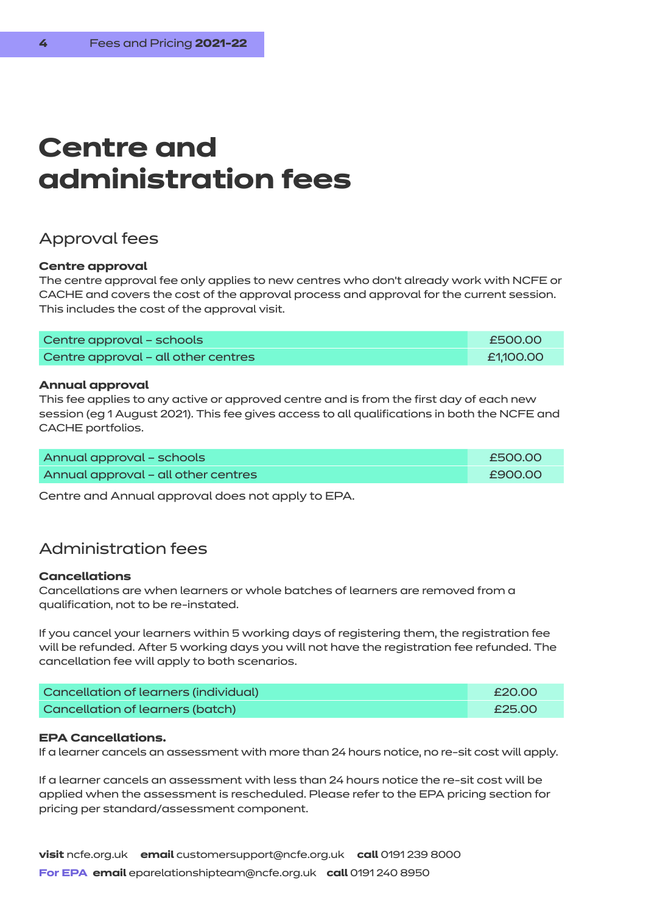# Centre and administration fees

## Approval fees

**Centre approval**
The centre approval fee only applies to new centres who don't already work with NCFE or CACHE and covers the cost of the approval process and approval for the current session. This includes the cost of the approval visit.

| | |
|---|---|
| Centre approval – schools | £500.00 |
| Centre approval – all other centres | £1,100.00 |

**Annual approval**
This fee applies to any active or approved centre and is from the first day of each new session (eg 1 August 2021). This fee gives access to all qualifications in both the NCFE and CACHE portfolios.

| | |
|---|---|
| Annual approval – schools | £500.00 |
| Annual approval – all other centres | £900.00 |

Centre and Annual approval does not apply to EPA.

## Administration fees

**Cancellations**
Cancellations are when learners or whole batches of learners are removed from a qualification, not to be re-instated.

If you cancel your learners within 5 working days of registering them, the registration fee will be refunded. After 5 working days you will not have the registration fee refunded. The cancellation fee will apply to both scenarios.

| | |
|---|---|
| Cancellation of learners (individual) | £20.00 |
| Cancellation of learners (batch) | £25.00 |

**EPA Cancellations.**
If a learner cancels an assessment with more than 24 hours notice, no re-sit cost will apply.

If a learner cancels an assessment with less than 24 hours notice the re-sit cost will be applied when the assessment is rescheduled. Please refer to the EPA pricing section for pricing per standard/assessment component.

**visit** ncfe.org.uk **email** customersupport@ncfe.org.uk **call** 0191 239 8000
**For EPA** **email** eparelationshipteam@ncfe.org.uk **call** 0191 240 8950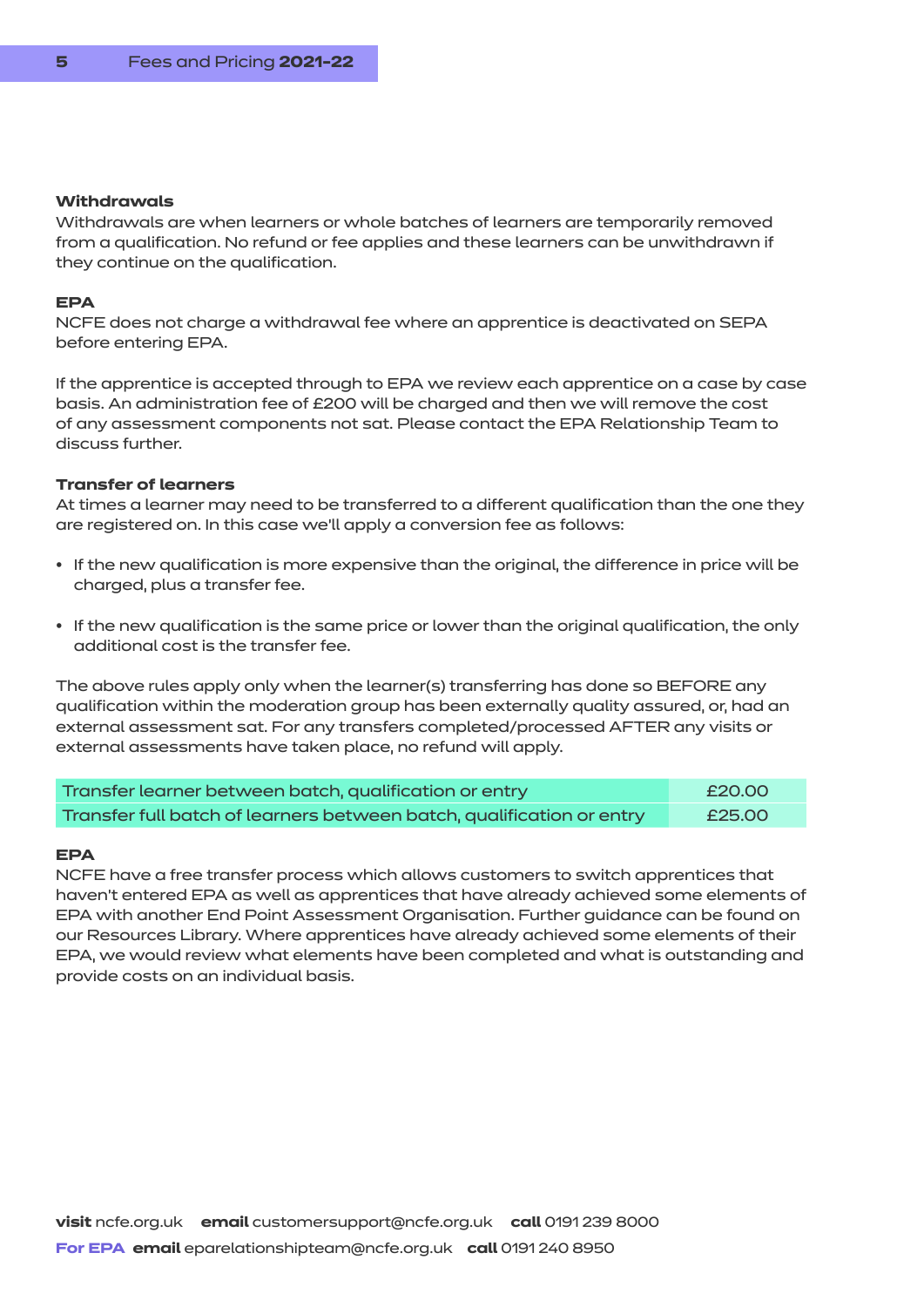### Withdrawals

Withdrawals are when learners or whole batches of learners are temporarily removed from a qualification. No refund or fee applies and these learners can be unwithdrawn if they continue on the qualification.

#### EPA

NCFE does not charge a withdrawal fee where an apprentice is deactivated on SEPA before entering EPA.

If the apprentice is accepted through to EPA we review each apprentice on a case by case basis. An administration fee of £200 will be charged and then we will remove the cost of any assessment components not sat. Please contact the EPA Relationship Team to discuss further.

### Transfer of learners

At times a learner may need to be transferred to a different qualification than the one they are registered on. In this case we'll apply a conversion fee as follows:

- If the new qualification is more expensive than the original, the difference in price will be charged, plus a transfer fee.
- If the new qualification is the same price or lower than the original qualification, the only additional cost is the transfer fee.

The above rules apply only when the learner(s) transferring has done so BEFORE any qualification within the moderation group has been externally quality assured, or, had an external assessment sat. For any transfers completed/processed AFTER any visits or external assessments have taken place, no refund will apply.

| | |
|---|---|
| Transfer learner between batch, qualification or entry | £20.00 |
| Transfer full batch of learners between batch, qualification or entry | £25.00 |

#### EPA

NCFE have a free transfer process which allows customers to switch apprentices that haven't entered EPA as well as apprentices that have already achieved some elements of EPA with another End Point Assessment Organisation. Further guidance can be found on our Resources Library. Where apprentices have already achieved some elements of their EPA, we would review what elements have been completed and what is outstanding and provide costs on an individual basis.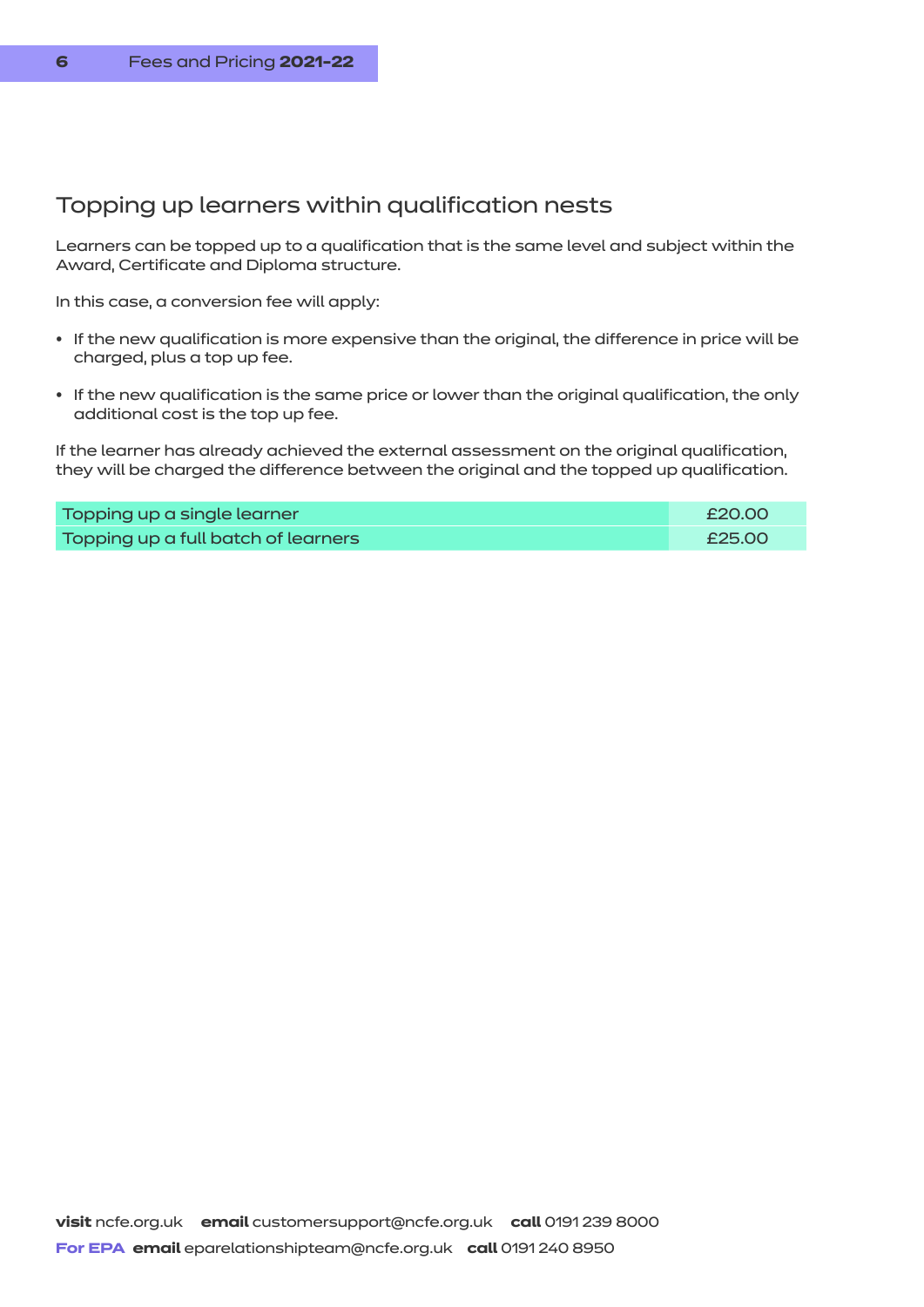## Topping up learners within qualification nests

Learners can be topped up to a qualification that is the same level and subject within the Award, Certificate and Diploma structure.

In this case, a conversion fee will apply:

- If the new qualification is more expensive than the original, the difference in price will be charged, plus a top up fee.
- If the new qualification is the same price or lower than the original qualification, the only additional cost is the top up fee.

If the learner has already achieved the external assessment on the original qualification, they will be charged the difference between the original and the topped up qualification.

| | |
|---|---|
| Topping up a single learner | £20.00 |
| Topping up a full batch of learners | £25.00 |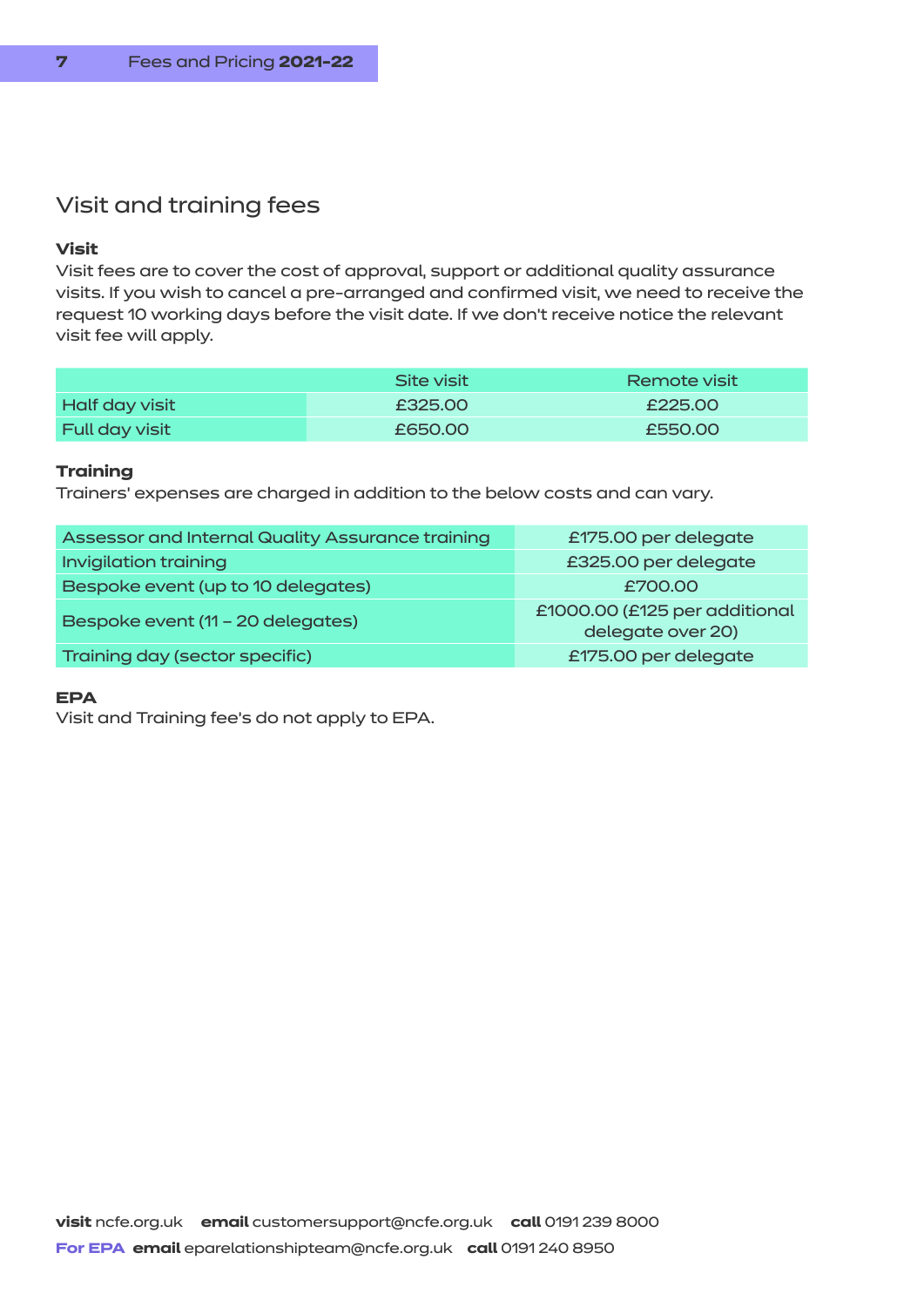## Visit and training fees

**Visit**

Visit fees are to cover the cost of approval, support or additional quality assurance visits. If you wish to cancel a pre-arranged and confirmed visit, we need to receive the request 10 working days before the visit date. If we don't receive notice the relevant visit fee will apply.

| | Site visit | Remote visit |
|---|---|---|
| Half day visit | £325.00 | £225.00 |
| Full day visit | £650.00 | £550.00 |

**Training**

Trainers' expenses are charged in addition to the below costs and can vary.

| | |
|---|---|
| Assessor and Internal Quality Assurance training | £175.00 per delegate |
| Invigilation training | £325.00 per delegate |
| Bespoke event (up to 10 delegates) | £700.00 |
| Bespoke event (11 – 20 delegates) | £1000.00 (£125 per additional delegate over 20) |
| Training day (sector specific) | £175.00 per delegate |

**EPA**

Visit and Training fee's do not apply to EPA.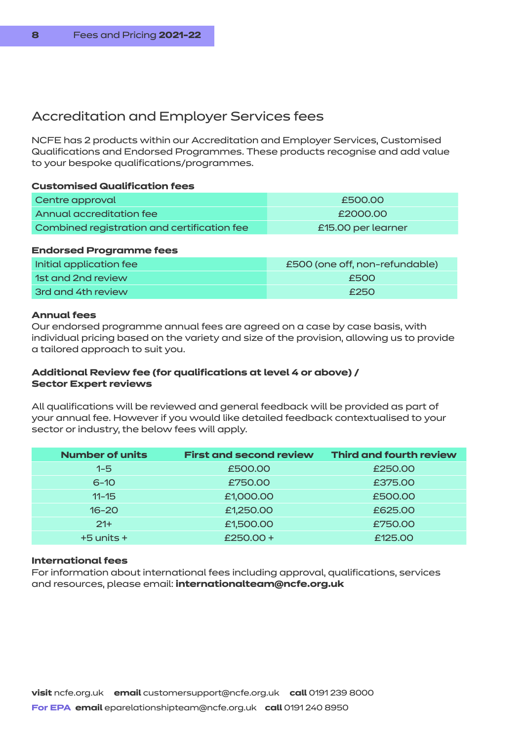## Accreditation and Employer Services fees

NCFE has 2 products within our Accreditation and Employer Services, Customised Qualifications and Endorsed Programmes. These products recognise and add value to your bespoke qualifications/programmes.

**Customised Qualification fees**

| | |
|---|---|
| Centre approval | £500.00 |
| Annual accreditation fee | £2000.00 |
| Combined registration and certification fee | £15.00 per learner |

**Endorsed Programme fees**

| | |
|---|---|
| Initial application fee | £500 (one off, non-refundable) |
| 1st and 2nd review | £500 |
| 3rd and 4th review | £250 |

**Annual fees**

Our endorsed programme annual fees are agreed on a case by case basis, with individual pricing based on the variety and size of the provision, allowing us to provide a tailored approach to suit you.

**Additional Review fee (for qualifications at level 4 or above) / Sector Expert reviews**

All qualifications will be reviewed and general feedback will be provided as part of your annual fee. However if you would like detailed feedback contextualised to your sector or industry, the below fees will apply.

| Number of units | First and second review | Third and fourth review |
|---|---|---|
| 1-5 | £500.00 | £250.00 |
| 6-10 | £750.00 | £375.00 |
| 11-15 | £1,000.00 | £500.00 |
| 16-20 | £1,250.00 | £625.00 |
| 21+ | £1,500.00 | £750.00 |
| +5 units + | £250.00 + | £125.00 |

**International fees**

For information about international fees including approval, qualifications, services and resources, please email: **internationalteam@ncfe.org.uk**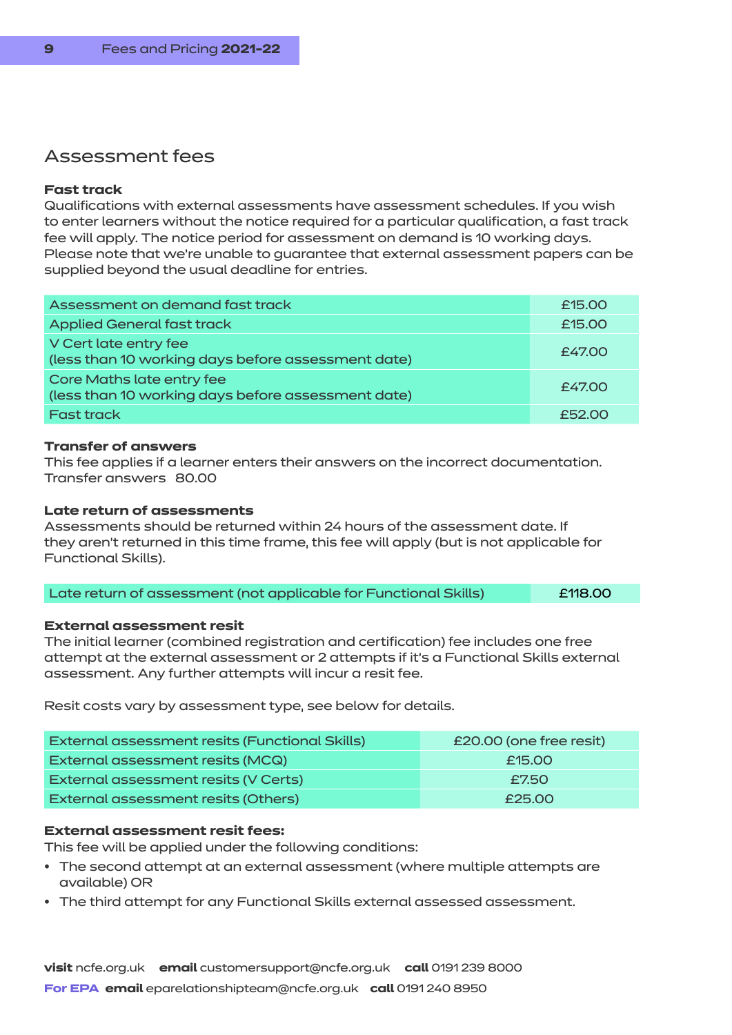## Assessment fees

**Fast track**
Qualifications with external assessments have assessment schedules. If you wish to enter learners without the notice required for a particular qualification, a fast track fee will apply. The notice period for assessment on demand is 10 working days. Please note that we're unable to guarantee that external assessment papers can be supplied beyond the usual deadline for entries.

| | |
|---|---|
| Assessment on demand fast track | £15.00 |
| Applied General fast track | £15.00 |
| V Cert late entry fee (less than 10 working days before assessment date) | £47.00 |
| Core Maths late entry fee (less than 10 working days before assessment date) | £47.00 |
| Fast track | £52.00 |

**Transfer of answers**
This fee applies if a learner enters their answers on the incorrect documentation.
Transfer answers 80.00

**Late return of assessments**
Assessments should be returned within 24 hours of the assessment date. If they aren't returned in this time frame, this fee will apply (but is not applicable for Functional Skills).

| | |
|---|---|
| Late return of assessment (not applicable for Functional Skills) | **£118.00** |

**External assessment resit**
The initial learner (combined registration and certification) fee includes one free attempt at the external assessment or 2 attempts if it's a Functional Skills external assessment. Any further attempts will incur a resit fee.

Resit costs vary by assessment type, see below for details.

| | |
|---|---|
| External assessment resits (Functional Skills) | £20.00 (one free resit) |
| External assessment resits (MCQ) | £15.00 |
| External assessment resits (V Certs) | £7.50 |
| External assessment resits (Others) | £25.00 |

**External assessment resit fees:**
This fee will be applied under the following conditions:

- The second attempt at an external assessment (where multiple attempts are available) OR
- The third attempt for any Functional Skills external assessed assessment.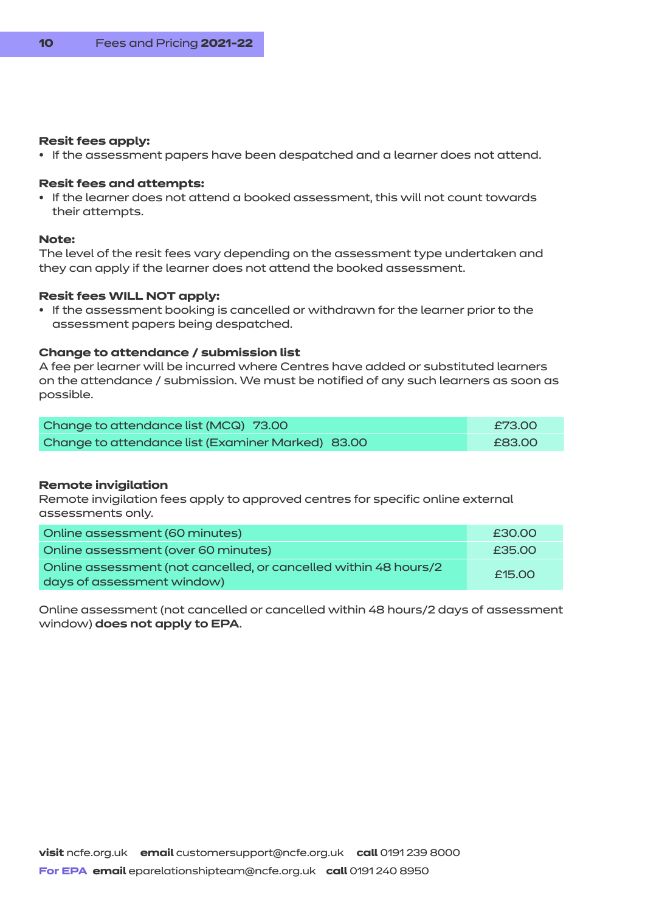**Resit fees apply:**

- If the assessment papers have been despatched and a learner does not attend.

**Resit fees and attempts:**

- If the learner does not attend a booked assessment, this will not count towards their attempts.

**Note:**

The level of the resit fees vary depending on the assessment type undertaken and they can apply if the learner does not attend the booked assessment.

**Resit fees WILL NOT apply:**

- If the assessment booking is cancelled or withdrawn for the learner prior to the assessment papers being despatched.

**Change to attendance / submission list**

A fee per learner will be incurred where Centres have added or substituted learners on the attendance / submission. We must be notified of any such learners as soon as possible.

| | |
|---|---|
| Change to attendance list (MCQ) 73.00 | £73.00 |
| Change to attendance list (Examiner Marked) 83.00 | £83.00 |

**Remote invigilation**

Remote invigilation fees apply to approved centres for specific online external assessments only.

| | |
|---|---|
| Online assessment (60 minutes) | £30.00 |
| Online assessment (over 60 minutes) | £35.00 |
| Online assessment (not cancelled, or cancelled within 48 hours/2 days of assessment window) | £15.00 |

Online assessment (not cancelled or cancelled within 48 hours/2 days of assessment window) **does not apply to EPA**.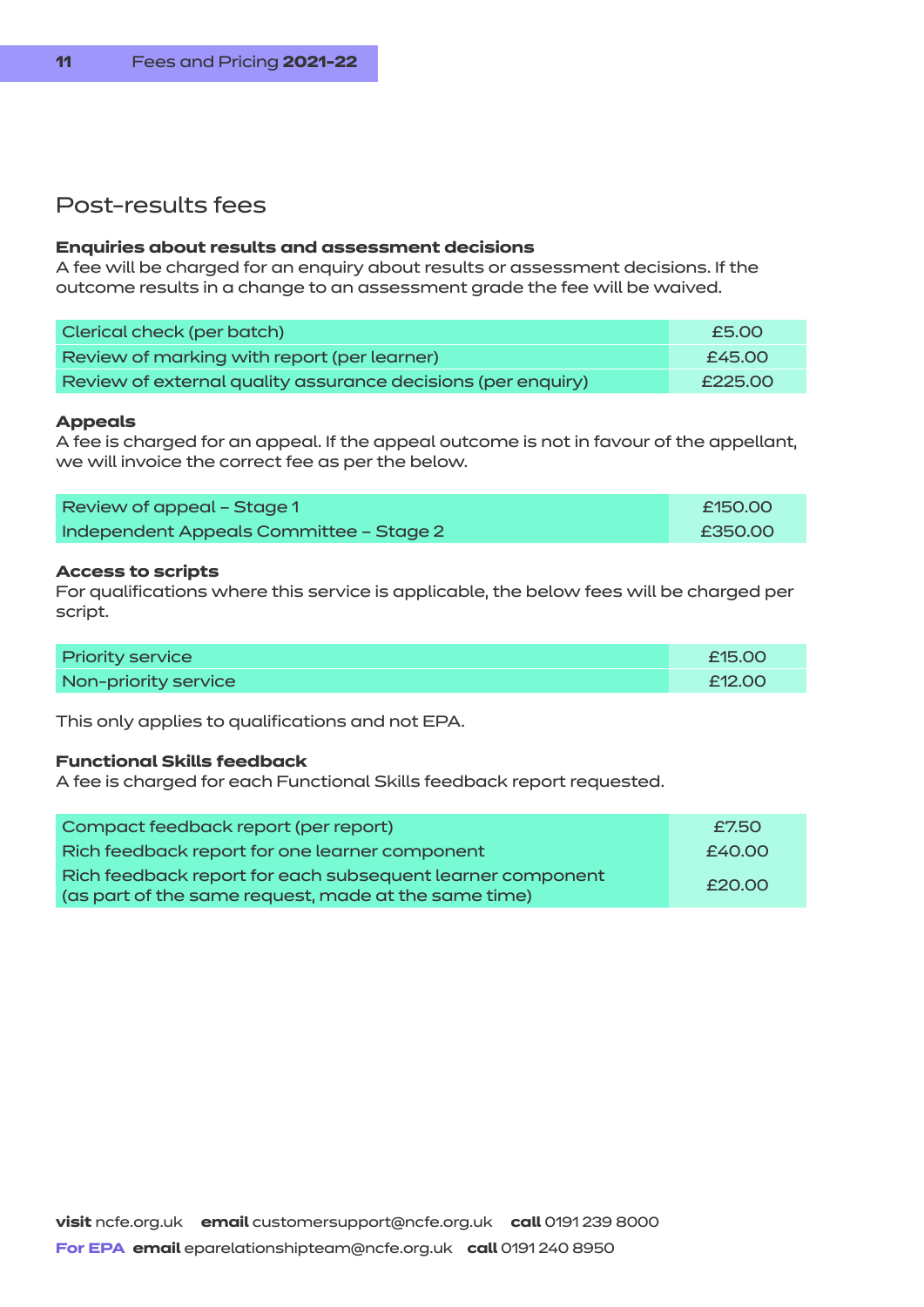## Post-results fees

**Enquiries about results and assessment decisions**
A fee will be charged for an enquiry about results or assessment decisions. If the outcome results in a change to an assessment grade the fee will be waived.

| | |
|---|---|
| Clerical check (per batch) | £5.00 |
| Review of marking with report (per learner) | £45.00 |
| Review of external quality assurance decisions (per enquiry) | £225.00 |

**Appeals**
A fee is charged for an appeal. If the appeal outcome is not in favour of the appellant, we will invoice the correct fee as per the below.

| | |
|---|---|
| Review of appeal – Stage 1 | £150.00 |
| Independent Appeals Committee – Stage 2 | £350.00 |

**Access to scripts**
For qualifications where this service is applicable, the below fees will be charged per script.

| | |
|---|---|
| Priority service | £15.00 |
| Non-priority service | £12.00 |

This only applies to qualifications and not EPA.

**Functional Skills feedback**
A fee is charged for each Functional Skills feedback report requested.

| | |
|---|---|
| Compact feedback report (per report) | £7.50 |
| Rich feedback report for one learner component | £40.00 |
| Rich feedback report for each subsequent learner component (as part of the same request, made at the same time) | £20.00 |

**visit** ncfe.org.uk **email** customersupport@ncfe.org.uk **call** 0191 239 8000
**For EPA** **email** eparelationshipteam@ncfe.org.uk **call** 0191 240 8950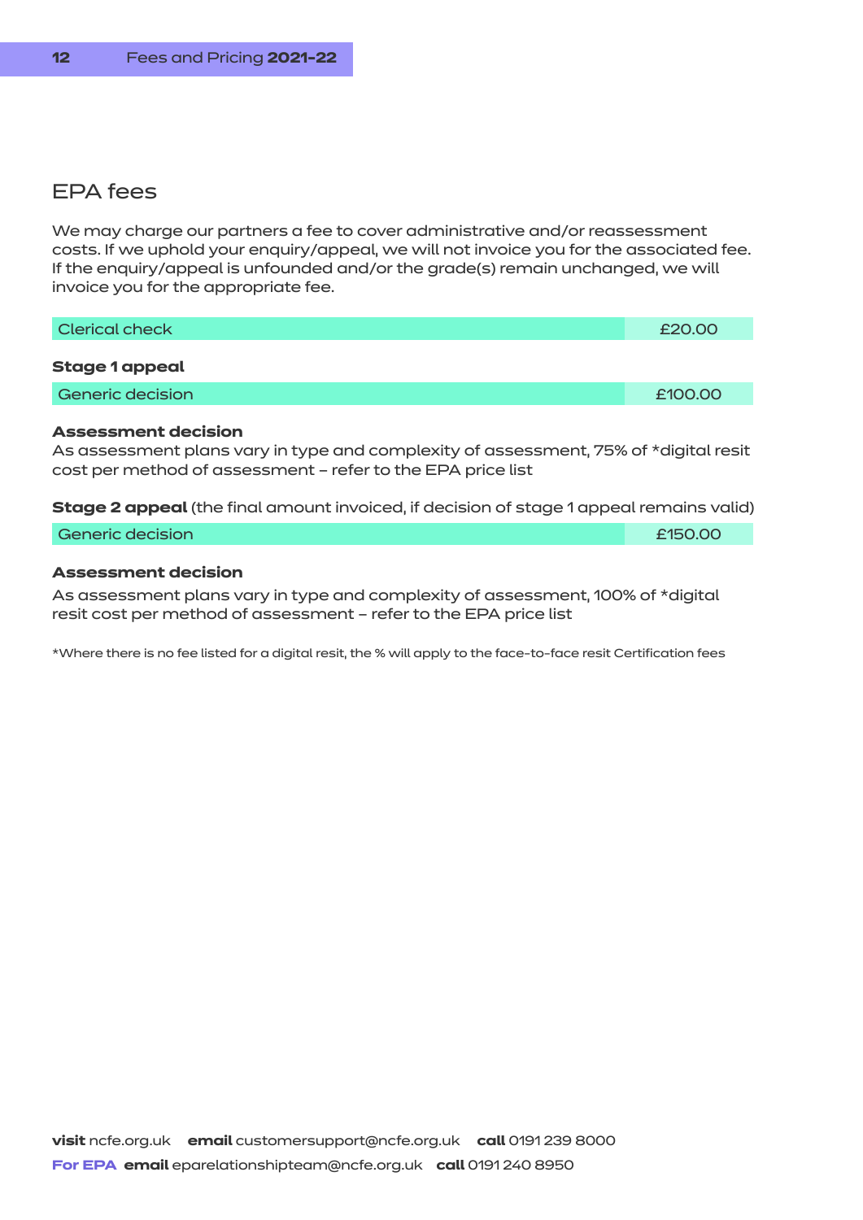## EPA fees

We may charge our partners a fee to cover administrative and/or reassessment costs. If we uphold your enquiry/appeal, we will not invoice you for the associated fee. If the enquiry/appeal is unfounded and/or the grade(s) remain unchanged, we will invoice you for the appropriate fee.

| Clerical check | £20.00 |
|---|---|

**Stage 1 appeal**

| Generic decision | £100.00 |
|---|---|

**Assessment decision**
As assessment plans vary in type and complexity of assessment, 75% of *digital resit cost per method of assessment – refer to the EPA price list

**Stage 2 appeal** (the final amount invoiced, if decision of stage 1 appeal remains valid)

| Generic decision | £150.00 |
|---|---|

**Assessment decision**

As assessment plans vary in type and complexity of assessment, 100% of *digital resit cost per method of assessment – refer to the EPA price list

*Where there is no fee listed for a digital resit, the % will apply to the face-to-face resit Certification fees

**visit** ncfe.org.uk **email** customersupport@ncfe.org.uk **call** 0191 239 8000
**For EPA email** eparelationshipteam@ncfe.org.uk **call** 0191 240 8950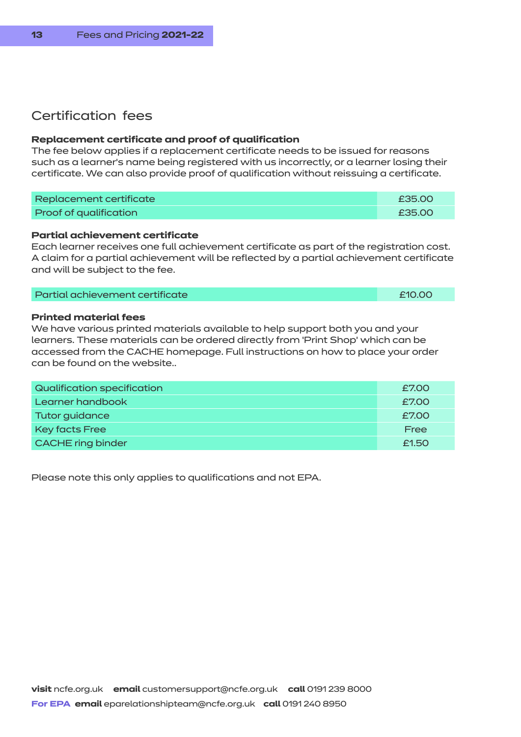## Certification fees

**Replacement certificate and proof of qualification**
The fee below applies if a replacement certificate needs to be issued for reasons such as a learner's name being registered with us incorrectly, or a learner losing their certificate. We can also provide proof of qualification without reissuing a certificate.

| | |
|---|---|
| Replacement certificate | £35.00 |
| Proof of qualification | £35.00 |

**Partial achievement certificate**
Each learner receives one full achievement certificate as part of the registration cost. A claim for a partial achievement will be reflected by a partial achievement certificate and will be subject to the fee.

| | |
|---|---|
| Partial achievement certificate | £10.00 |

**Printed material fees**
We have various printed materials available to help support both you and your learners. These materials can be ordered directly from 'Print Shop' which can be accessed from the CACHE homepage. Full instructions on how to place your order can be found on the website..

| | |
|---|---|
| Qualification specification | £7.00 |
| Learner handbook | £7.00 |
| Tutor guidance | £7.00 |
| Key facts Free | Free |
| CACHE ring binder | £1.50 |

Please note this only applies to qualifications and not EPA.

**visit** ncfe.org.uk **email** customersupport@ncfe.org.uk **call** 0191 239 8000
**For EPA email** eparelationshipteam@ncfe.org.uk **call** 0191 240 8950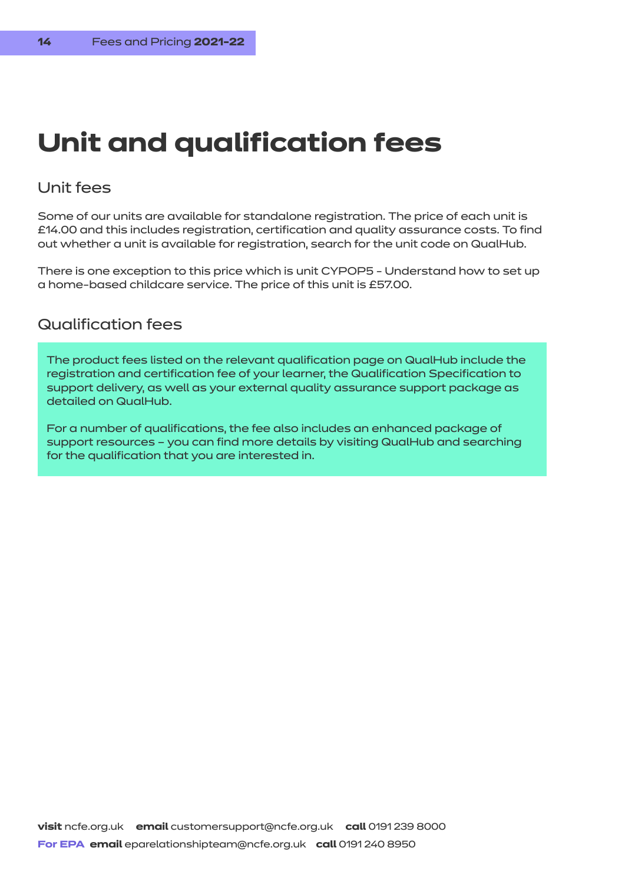# Unit and qualification fees

## Unit fees

Some of our units are available for standalone registration. The price of each unit is £14.00 and this includes registration, certification and quality assurance costs. To find out whether a unit is available for registration, search for the unit code on QualHub.

There is one exception to this price which is unit CYPOP5 - Understand how to set up a home-based childcare service. The price of this unit is £57.00.

## Qualification fees

The product fees listed on the relevant qualification page on QualHub include the registration and certification fee of your learner, the Qualification Specification to support delivery, as well as your external quality assurance support package as detailed on QualHub.

For a number of qualifications, the fee also includes an enhanced package of support resources – you can find more details by visiting QualHub and searching for the qualification that you are interested in.

**visit** ncfe.org.uk **email** customersupport@ncfe.org.uk **call** 0191 239 8000
**For EPA** **email** eparelationshipteam@ncfe.org.uk **call** 0191 240 8950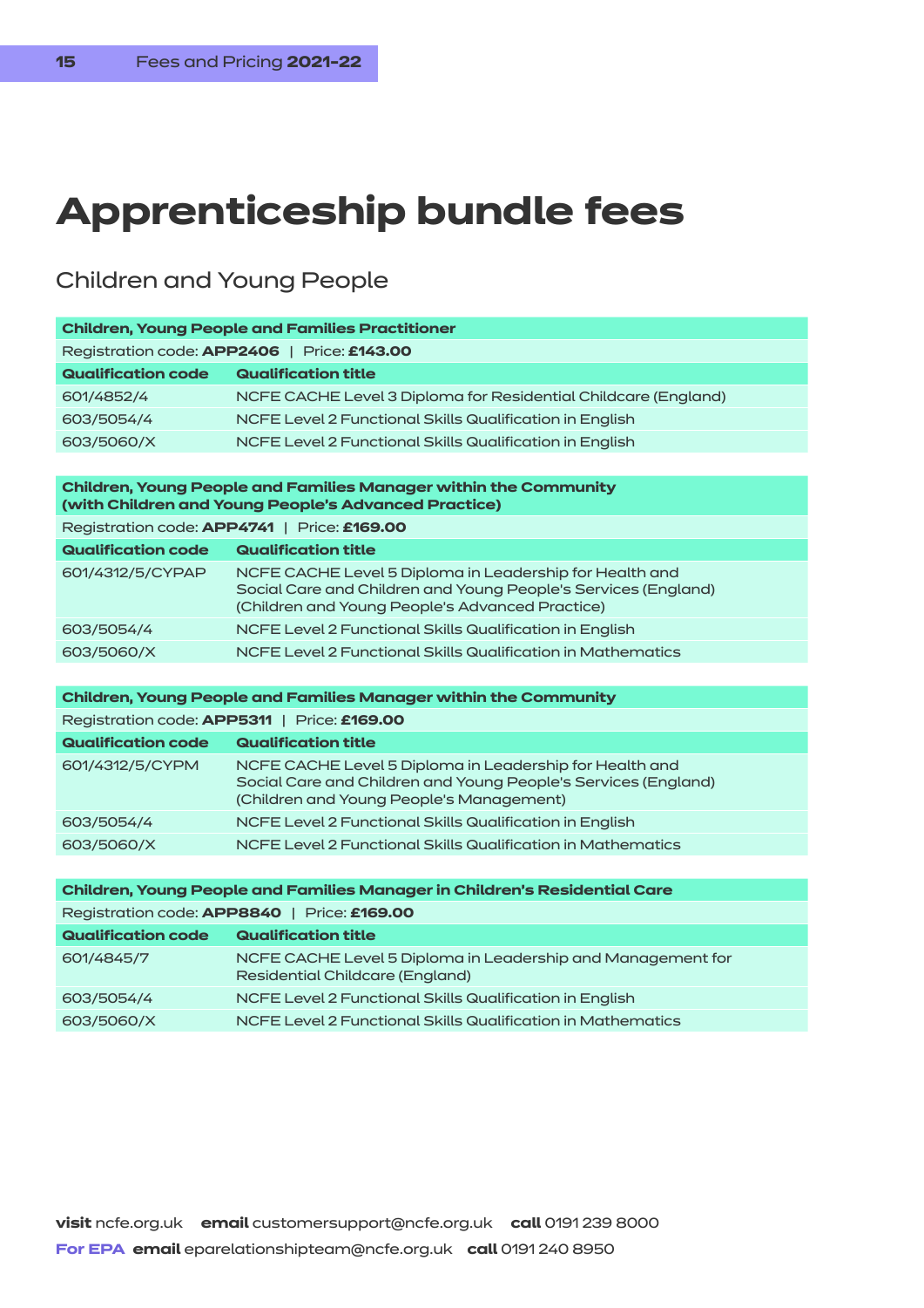# Apprenticeship bundle fees

## Children and Young People

| **Children, Young People and Families Practitioner** | |
|---|---|
| Registration code: **APP2406** \| Price: **£143.00** | |
| **Qualification code** | **Qualification title** |
| 601/4852/4 | NCFE CACHE Level 3 Diploma for Residential Childcare (England) |
| 603/5054/4 | NCFE Level 2 Functional Skills Qualification in English |
| 603/5060/X | NCFE Level 2 Functional Skills Qualification in English |

| **Children, Young People and Families Manager within the Community (with Children and Young People's Advanced Practice)** | |
|---|---|
| Registration code: **APP4741** \| Price: **£169.00** | |
| **Qualification code** | **Qualification title** |
| 601/4312/5/CYPAP | NCFE CACHE Level 5 Diploma in Leadership for Health and Social Care and Children and Young People's Services (England) (Children and Young People's Advanced Practice) |
| 603/5054/4 | NCFE Level 2 Functional Skills Qualification in English |
| 603/5060/X | NCFE Level 2 Functional Skills Qualification in Mathematics |

| **Children, Young People and Families Manager within the Community** | |
|---|---|
| Registration code: **APP5311** \| Price: **£169.00** | |
| **Qualification code** | **Qualification title** |
| 601/4312/5/CYPM | NCFE CACHE Level 5 Diploma in Leadership for Health and Social Care and Children and Young People's Services (England) (Children and Young People's Management) |
| 603/5054/4 | NCFE Level 2 Functional Skills Qualification in English |
| 603/5060/X | NCFE Level 2 Functional Skills Qualification in Mathematics |

| **Children, Young People and Families Manager in Children's Residential Care** | |
|---|---|
| Registration code: **APP8840** \| Price: **£169.00** | |
| **Qualification code** | **Qualification title** |
| 601/4845/7 | NCFE CACHE Level 5 Diploma in Leadership and Management for Residential Childcare (England) |
| 603/5054/4 | NCFE Level 2 Functional Skills Qualification in English |
| 603/5060/X | NCFE Level 2 Functional Skills Qualification in Mathematics |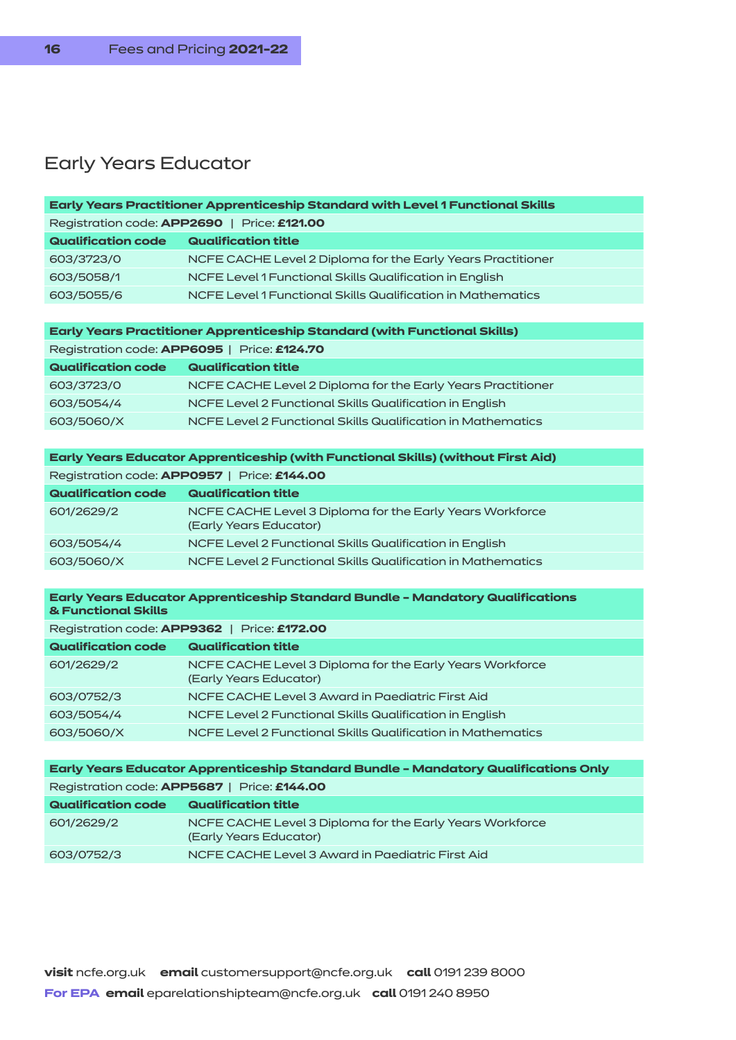# Early Years Educator

| Early Years Practitioner Apprenticeship Standard with Level 1 Functional Skills | |
|---|---|
| Registration code: **APP2690** \| Price: **£121.00** | |
| **Qualification code** | **Qualification title** |
| 603/3723/0 | NCFE CACHE Level 2 Diploma for the Early Years Practitioner |
| 603/5058/1 | NCFE Level 1 Functional Skills Qualification in English |
| 603/5055/6 | NCFE Level 1 Functional Skills Qualification in Mathematics |

| Early Years Practitioner Apprenticeship Standard (with Functional Skills) | |
|---|---|
| Registration code: **APP6095** \| Price: **£124.70** | |
| **Qualification code** | **Qualification title** |
| 603/3723/0 | NCFE CACHE Level 2 Diploma for the Early Years Practitioner |
| 603/5054/4 | NCFE Level 2 Functional Skills Qualification in English |
| 603/5060/X | NCFE Level 2 Functional Skills Qualification in Mathematics |

| Early Years Educator Apprenticeship (with Functional Skills) (without First Aid) | |
|---|---|
| Registration code: **APP0957** \| Price: **£144.00** | |
| **Qualification code** | **Qualification title** |
| 601/2629/2 | NCFE CACHE Level 3 Diploma for the Early Years Workforce (Early Years Educator) |
| 603/5054/4 | NCFE Level 2 Functional Skills Qualification in English |
| 603/5060/X | NCFE Level 2 Functional Skills Qualification in Mathematics |

| Early Years Educator Apprenticeship Standard Bundle – Mandatory Qualifications & Functional Skills | |
|---|---|
| Registration code: **APP9362** \| Price: **£172.00** | |
| **Qualification code** | **Qualification title** |
| 601/2629/2 | NCFE CACHE Level 3 Diploma for the Early Years Workforce (Early Years Educator) |
| 603/0752/3 | NCFE CACHE Level 3 Award in Paediatric First Aid |
| 603/5054/4 | NCFE Level 2 Functional Skills Qualification in English |
| 603/5060/X | NCFE Level 2 Functional Skills Qualification in Mathematics |

| Early Years Educator Apprenticeship Standard Bundle – Mandatory Qualifications Only | |
|---|---|
| Registration code: **APP5687** \| Price: **£144.00** | |
| **Qualification code** | **Qualification title** |
| 601/2629/2 | NCFE CACHE Level 3 Diploma for the Early Years Workforce (Early Years Educator) |
| 603/0752/3 | NCFE CACHE Level 3 Award in Paediatric First Aid |

**visit** ncfe.org.uk **email** customersupport@ncfe.org.uk **call** 0191 239 8000

**For EPA email** eparelationshipteam@ncfe.org.uk **call** 0191 240 8950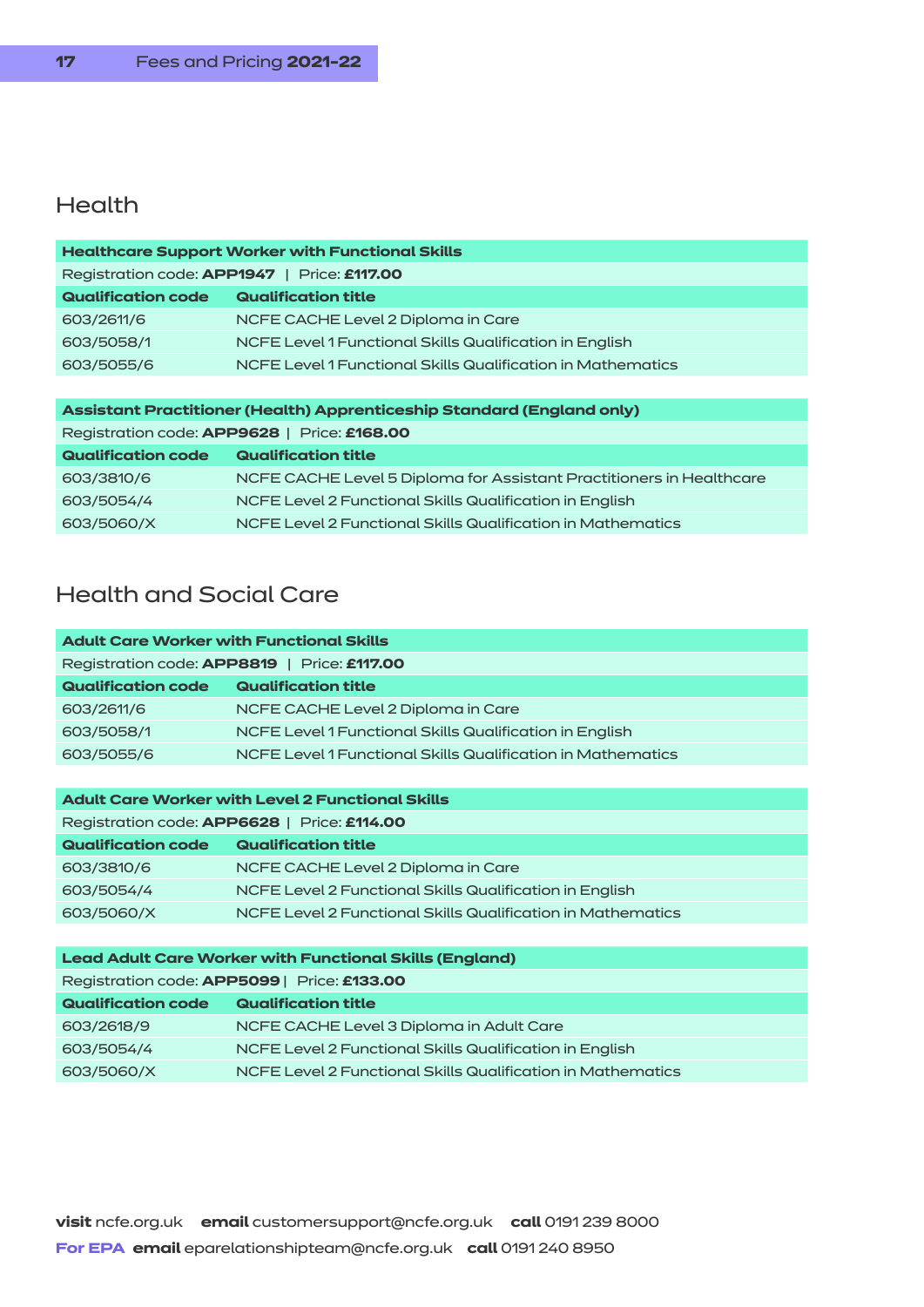## Health

| **Healthcare Support Worker with Functional Skills** | |
|---|---|
| Registration code: **APP1947** \| Price: **£117.00** | |
| **Qualification code** | **Qualification title** |
| 603/2611/6 | NCFE CACHE Level 2 Diploma in Care |
| 603/5058/1 | NCFE Level 1 Functional Skills Qualification in English |
| 603/5055/6 | NCFE Level 1 Functional Skills Qualification in Mathematics |

| **Assistant Practitioner (Health) Apprenticeship Standard (England only)** | |
|---|---|
| Registration code: **APP9628** \| Price: **£168.00** | |
| **Qualification code** | **Qualification title** |
| 603/3810/6 | NCFE CACHE Level 5 Diploma for Assistant Practitioners in Healthcare |
| 603/5054/4 | NCFE Level 2 Functional Skills Qualification in English |
| 603/5060/X | NCFE Level 2 Functional Skills Qualification in Mathematics |

## Health and Social Care

| **Adult Care Worker with Functional Skills** | |
|---|---|
| Registration code: **APP8819** \| Price: **£117.00** | |
| **Qualification code** | **Qualification title** |
| 603/2611/6 | NCFE CACHE Level 2 Diploma in Care |
| 603/5058/1 | NCFE Level 1 Functional Skills Qualification in English |
| 603/5055/6 | NCFE Level 1 Functional Skills Qualification in Mathematics |

| **Adult Care Worker with Level 2 Functional Skills** | |
|---|---|
| Registration code: **APP6628** \| Price: **£114.00** | |
| **Qualification code** | **Qualification title** |
| 603/3810/6 | NCFE CACHE Level 2 Diploma in Care |
| 603/5054/4 | NCFE Level 2 Functional Skills Qualification in English |
| 603/5060/X | NCFE Level 2 Functional Skills Qualification in Mathematics |

| **Lead Adult Care Worker with Functional Skills (England)** | |
|---|---|
| Registration code: **APP5099** \| Price: **£133.00** | |
| **Qualification code** | **Qualification title** |
| 603/2618/9 | NCFE CACHE Level 3 Diploma in Adult Care |
| 603/5054/4 | NCFE Level 2 Functional Skills Qualification in English |
| 603/5060/X | NCFE Level 2 Functional Skills Qualification in Mathematics |

**visit** ncfe.org.uk **email** customersupport@ncfe.org.uk **call** 0191 239 8000
**For EPA email** eparelationshipteam@ncfe.org.uk **call** 0191 240 8950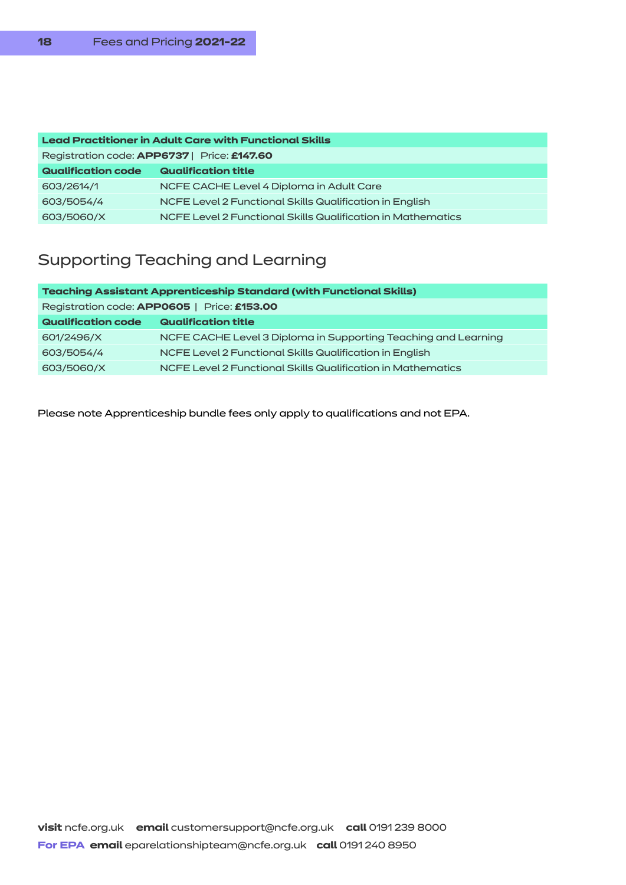| Lead Practitioner in Adult Care with Functional Skills | |
|---|---|
| Registration code: **APP6737** \| Price: **£147.60** | |
| **Qualification code** | **Qualification title** |
| 603/2614/1 | NCFE CACHE Level 4 Diploma in Adult Care |
| 603/5054/4 | NCFE Level 2 Functional Skills Qualification in English |
| 603/5060/X | NCFE Level 2 Functional Skills Qualification in Mathematics |

## Supporting Teaching and Learning

| Teaching Assistant Apprenticeship Standard (with Functional Skills) | |
|---|---|
| Registration code: **APP0605** \| Price: **£153.00** | |
| **Qualification code** | **Qualification title** |
| 601/2496/X | NCFE CACHE Level 3 Diploma in Supporting Teaching and Learning |
| 603/5054/4 | NCFE Level 2 Functional Skills Qualification in English |
| 603/5060/X | NCFE Level 2 Functional Skills Qualification in Mathematics |

Please note Apprenticeship bundle fees only apply to qualifications and not EPA.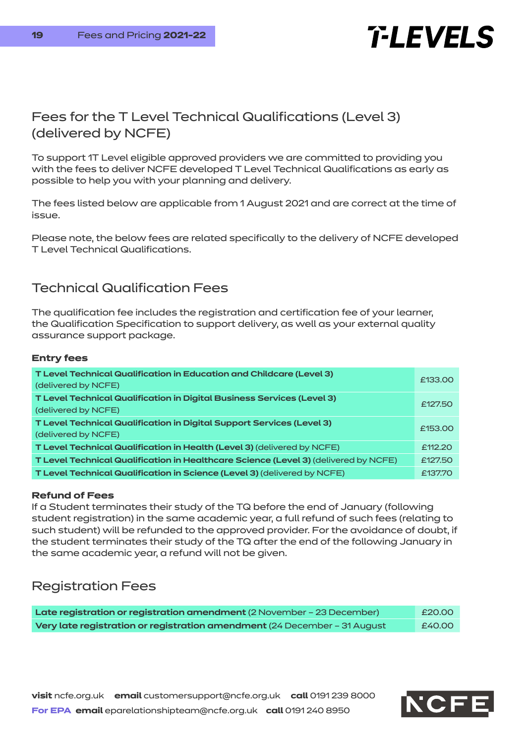# Fees for the T Level Technical Qualifications (Level 3) (delivered by NCFE)

To support 1T Level eligible approved providers we are committed to providing you with the fees to deliver NCFE developed T Level Technical Qualifications as early as possible to help you with your planning and delivery.

The fees listed below are applicable from 1 August 2021 and are correct at the time of issue.

Please note, the below fees are related specifically to the delivery of NCFE developed T Level Technical Qualifications.

## Technical Qualification Fees

The qualification fee includes the registration and certification fee of your learner, the Qualification Specification to support delivery, as well as your external quality assurance support package.

**Entry fees**

| Qualification | Fee |
|---|---|
| **T Level Technical Qualification in Education and Childcare (Level 3)** (delivered by NCFE) | £133.00 |
| **T Level Technical Qualification in Digital Business Services (Level 3)** (delivered by NCFE) | £127.50 |
| **T Level Technical Qualification in Digital Support Services (Level 3)** (delivered by NCFE) | £153.00 |
| **T Level Technical Qualification in Health (Level 3)** (delivered by NCFE) | £112.20 |
| **T Level Technical Qualification in Healthcare Science (Level 3)** (delivered by NCFE) | £127.50 |
| **T Level Technical Qualification in Science (Level 3)** (delivered by NCFE) | £137.70 |

**Refund of Fees**

If a Student terminates their study of the TQ before the end of January (following student registration) in the same academic year, a full refund of such fees (relating to such student) will be refunded to the approved provider. For the avoidance of doubt, if the student terminates their study of the TQ after the end of the following January in the same academic year, a refund will not be given.

## Registration Fees

| Registration | Fee |
|---|---|
| **Late registration or registration amendment** (2 November – 23 December) | £20.00 |
| **Very late registration or registration amendment** (24 December – 31 August | £40.00 |

**visit** ncfe.org.uk **email** customersupport@ncfe.org.uk **call** 0191 239 8000
**For EPA email** eparelationshipteam@ncfe.org.uk **call** 0191 240 8950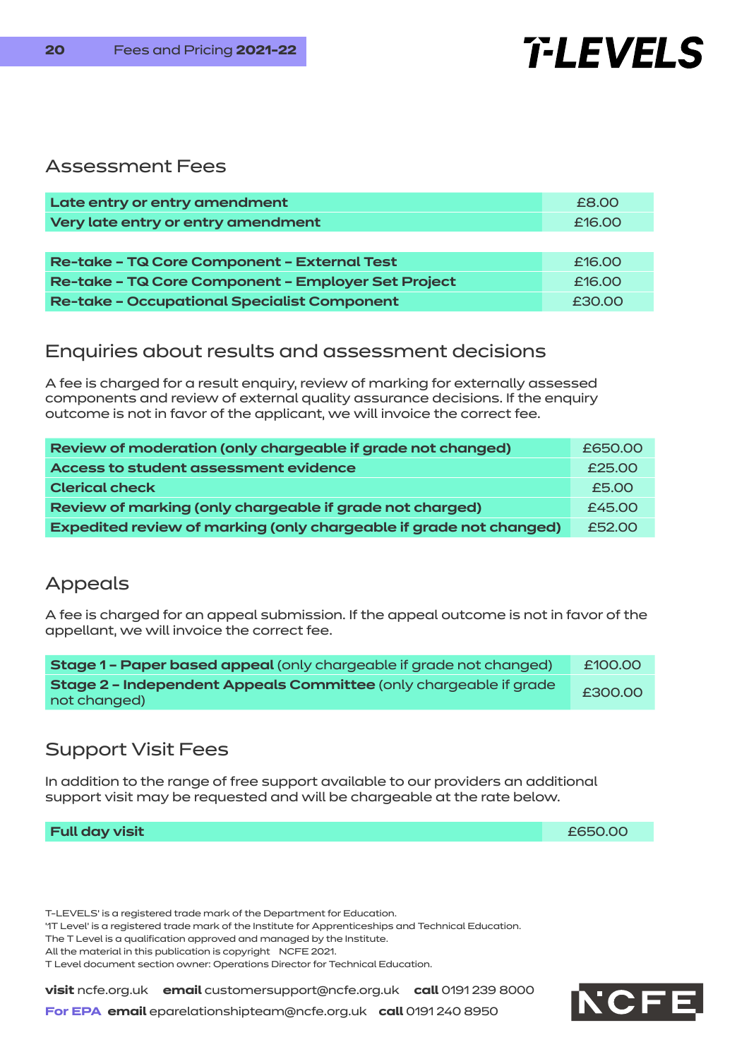## Assessment Fees

| | |
|---|---|
| **Late entry or entry amendment** | £8.00 |
| **Very late entry or entry amendment** | £16.00 |

| | |
|---|---|
| **Re-take – TQ Core Component – External Test** | £16.00 |
| **Re-take – TQ Core Component – Employer Set Project** | £16.00 |
| **Re-take – Occupational Specialist Component** | £30.00 |

## Enquiries about results and assessment decisions

A fee is charged for a result enquiry, review of marking for externally assessed components and review of external quality assurance decisions. If the enquiry outcome is not in favor of the applicant, we will invoice the correct fee.

| | |
|---|---|
| **Review of moderation (only chargeable if grade not changed)** | £650.00 |
| **Access to student assessment evidence** | £25.00 |
| **Clerical check** | £5.00 |
| **Review of marking (only chargeable if grade not charged)** | £45.00 |
| **Expedited review of marking (only chargeable if grade not changed)** | £52.00 |

## Appeals

A fee is charged for an appeal submission. If the appeal outcome is not in favor of the appellant, we will invoice the correct fee.

| | |
|---|---|
| **Stage 1 – Paper based appeal** (only chargeable if grade not changed) | £100.00 |
| **Stage 2 – Independent Appeals Committee** (only chargeable if grade not changed) | £300.00 |

## Support Visit Fees

In addition to the range of free support available to our providers an additional support visit may be requested and will be chargeable at the rate below.

| | |
|---|---|
| **Full day visit** | £650.00 |

T-LEVELS' is a registered trade mark of the Department for Education.
'1T Level' is a registered trade mark of the Institute for Apprenticeships and Technical Education.
The T Level is a qualification approved and managed by the Institute.
All the material in this publication is copyright NCFE 2021.
T Level document section owner: Operations Director for Technical Education.

**visit** ncfe.org.uk **email** customersupport@ncfe.org.uk **call** 0191 239 8000
**For EPA** **email** eparelationshipteam@ncfe.org.uk **call** 0191 240 8950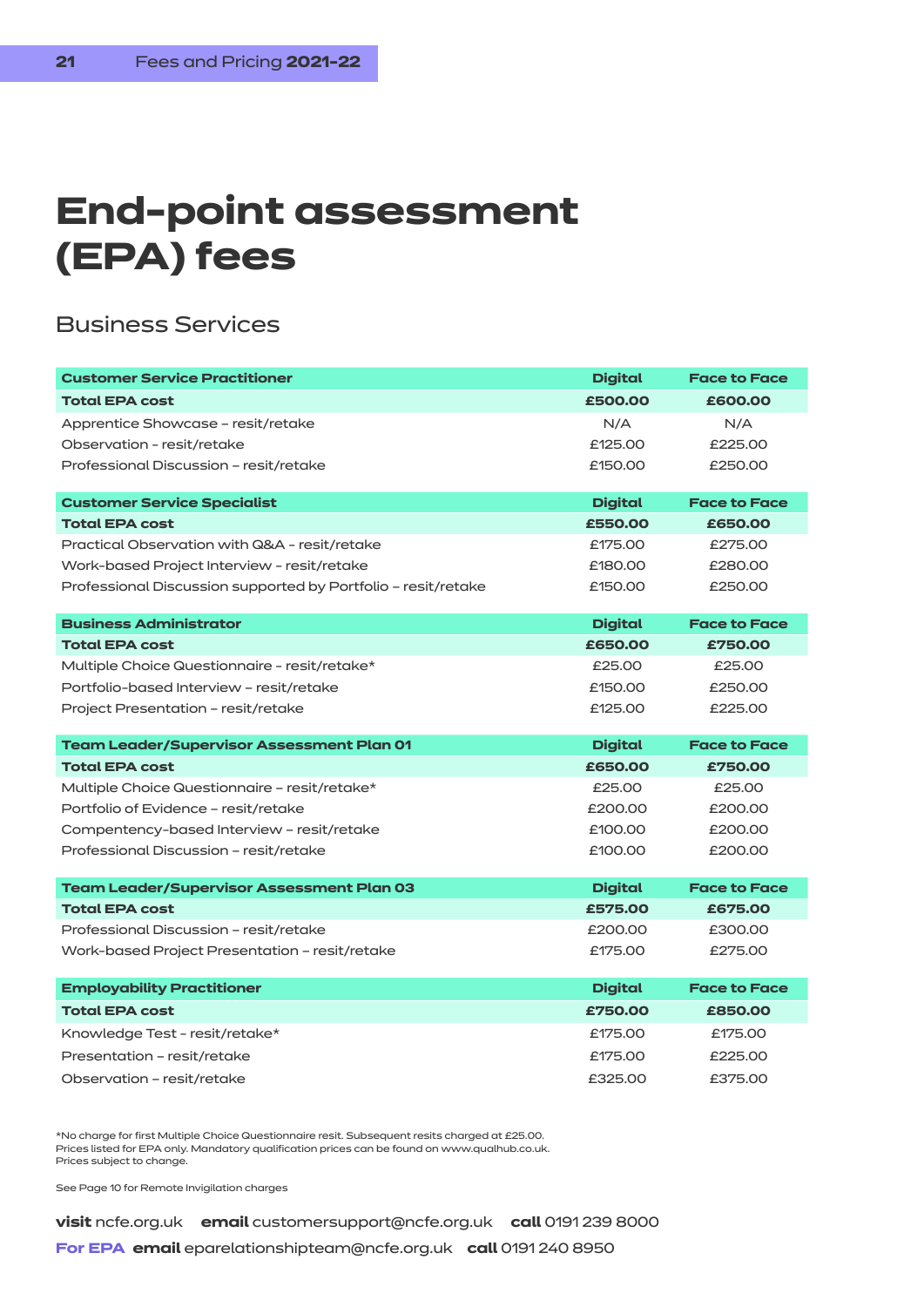# End-point assessment (EPA) fees

## Business Services

| Customer Service Practitioner | Digital | Face to Face |
|---|---|---|
| **Total EPA cost** | **£500.00** | **£600.00** |
| Apprentice Showcase – resit/retake | N/A | N/A |
| Observation - resit/retake | £125.00 | £225.00 |
| Professional Discussion – resit/retake | £150.00 | £250.00 |

| Customer Service Specialist | Digital | Face to Face |
|---|---|---|
| **Total EPA cost** | **£550.00** | **£650.00** |
| Practical Observation with Q&A - resit/retake | £175.00 | £275.00 |
| Work-based Project Interview - resit/retake | £180.00 | £280.00 |
| Professional Discussion supported by Portfolio – resit/retake | £150.00 | £250.00 |

| Business Administrator | Digital | Face to Face |
|---|---|---|
| **Total EPA cost** | **£650.00** | **£750.00** |
| Multiple Choice Questionnaire - resit/retake* | £25.00 | £25.00 |
| Portfolio-based Interview – resit/retake | £150.00 | £250.00 |
| Project Presentation – resit/retake | £125.00 | £225.00 |

| Team Leader/Supervisor Assessment Plan 01 | Digital | Face to Face |
|---|---|---|
| **Total EPA cost** | **£650.00** | **£750.00** |
| Multiple Choice Questionnaire – resit/retake* | £25.00 | £25.00 |
| Portfolio of Evidence – resit/retake | £200.00 | £200.00 |
| Compentency-based Interview – resit/retake | £100.00 | £200.00 |
| Professional Discussion – resit/retake | £100.00 | £200.00 |

| Team Leader/Supervisor Assessment Plan 03 | Digital | Face to Face |
|---|---|---|
| **Total EPA cost** | **£575.00** | **£675.00** |
| Professional Discussion – resit/retake | £200.00 | £300.00 |
| Work-based Project Presentation – resit/retake | £175.00 | £275.00 |

| Employability Practitioner | Digital | Face to Face |
|---|---|---|
| **Total EPA cost** | **£750.00** | **£850.00** |
| Knowledge Test - resit/retake* | £175.00 | £175.00 |
| Presentation – resit/retake | £175.00 | £225.00 |
| Observation – resit/retake | £325.00 | £375.00 |

*No charge for first Multiple Choice Questionnaire resit. Subsequent resits charged at £25.00.
Prices listed for EPA only. Mandatory qualification prices can be found on www.qualhub.co.uk.
Prices subject to change.

See Page 10 for Remote Invigilation charges

**visit** ncfe.org.uk **email** customersupport@ncfe.org.uk **call** 0191 239 8000

**For EPA email** eparelationshipteam@ncfe.org.uk **call** 0191 240 8950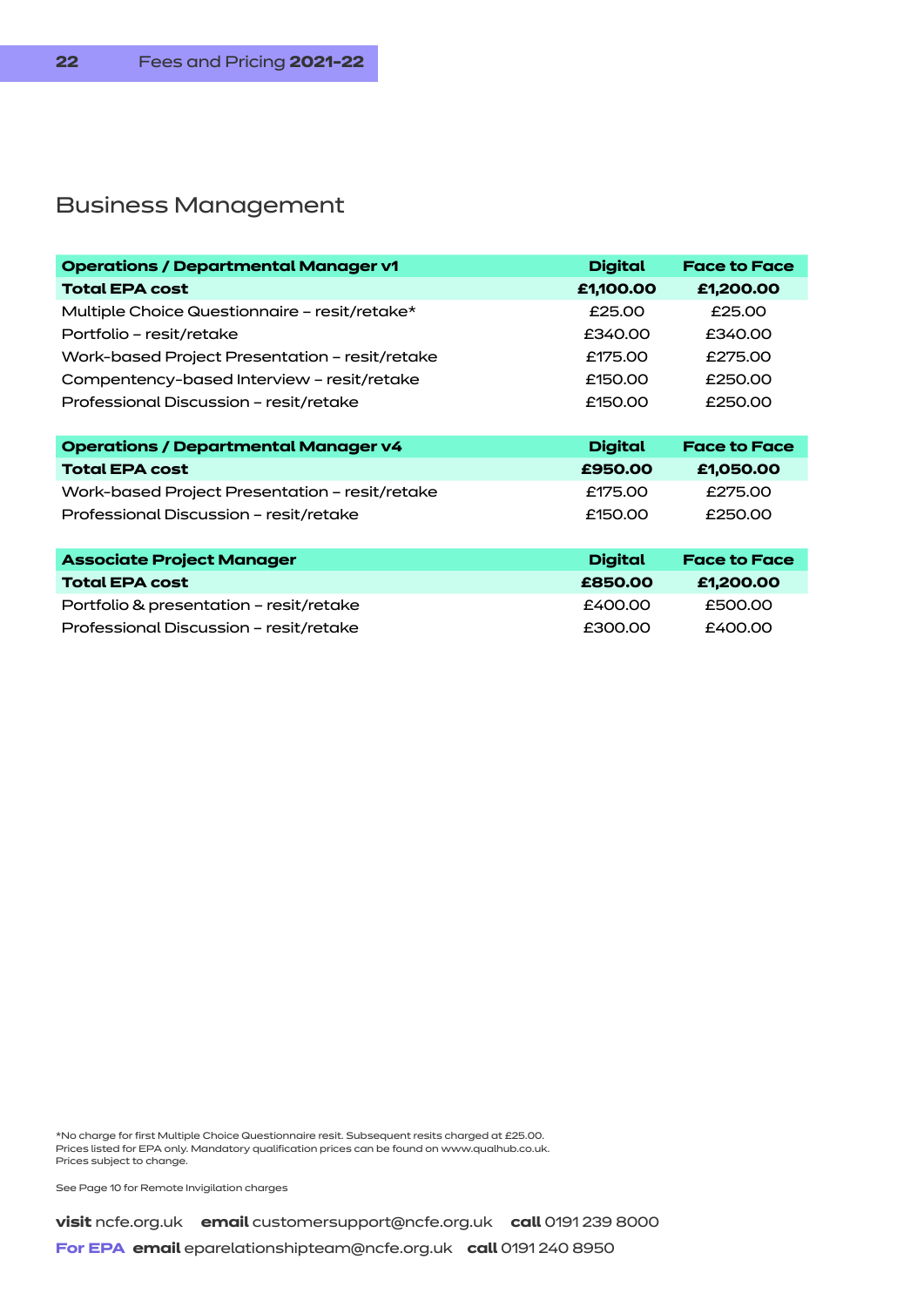## Business Management

| Operations / Departmental Manager v1 | Digital | Face to Face |
|---|---|---|
| **Total EPA cost** | **£1,100.00** | **£1,200.00** |
| Multiple Choice Questionnaire – resit/retake* | £25.00 | £25.00 |
| Portfolio – resit/retake | £340.00 | £340.00 |
| Work-based Project Presentation – resit/retake | £175.00 | £275.00 |
| Compentency-based Interview – resit/retake | £150.00 | £250.00 |
| Professional Discussion – resit/retake | £150.00 | £250.00 |

| Operations / Departmental Manager v4 | Digital | Face to Face |
|---|---|---|
| **Total EPA cost** | **£950.00** | **£1,050.00** |
| Work-based Project Presentation – resit/retake | £175.00 | £275.00 |
| Professional Discussion – resit/retake | £150.00 | £250.00 |

| Associate Project Manager | Digital | Face to Face |
|---|---|---|
| **Total EPA cost** | **£850.00** | **£1,200.00** |
| Portfolio & presentation – resit/retake | £400.00 | £500.00 |
| Professional Discussion – resit/retake | £300.00 | £400.00 |

*No charge for first Multiple Choice Questionnaire resit. Subsequent resits charged at £25.00.
Prices listed for EPA only. Mandatory qualification prices can be found on www.qualhub.co.uk.
Prices subject to change.

See Page 10 for Remote Invigilation charges

**visit** ncfe.org.uk **email** customersupport@ncfe.org.uk **call** 0191 239 8000

**For EPA** **email** eparelationshipteam@ncfe.org.uk **call** 0191 240 8950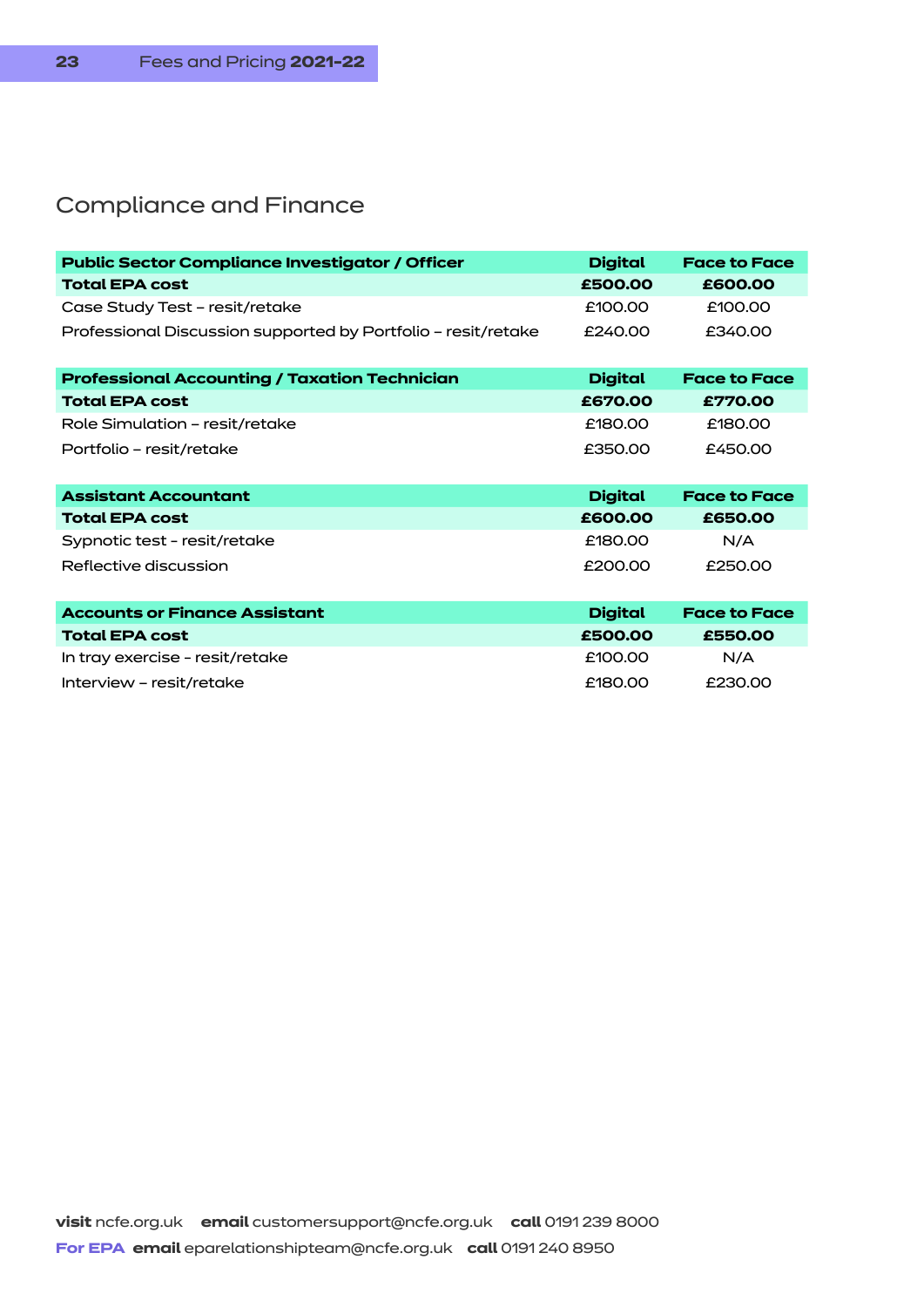## Compliance and Finance

| Public Sector Compliance Investigator / Officer | Digital | Face to Face |
|---|---|---|
| **Total EPA cost** | **£500.00** | **£600.00** |
| Case Study Test – resit/retake | £100.00 | £100.00 |
| Professional Discussion supported by Portfolio – resit/retake | £240.00 | £340.00 |

| Professional Accounting / Taxation Technician | Digital | Face to Face |
|---|---|---|
| **Total EPA cost** | **£670.00** | **£770.00** |
| Role Simulation – resit/retake | £180.00 | £180.00 |
| Portfolio – resit/retake | £350.00 | £450.00 |

| Assistant Accountant | Digital | Face to Face |
|---|---|---|
| **Total EPA cost** | **£600.00** | **£650.00** |
| Sypnotic test - resit/retake | £180.00 | N/A |
| Reflective discussion | £200.00 | £250.00 |

| Accounts or Finance Assistant | Digital | Face to Face |
|---|---|---|
| **Total EPA cost** | **£500.00** | **£550.00** |
| In tray exercise - resit/retake | £100.00 | N/A |
| Interview – resit/retake | £180.00 | £230.00 |

**visit** ncfe.org.uk **email** customersupport@ncfe.org.uk **call** 0191 239 8000
**For EPA email** eparelationshipteam@ncfe.org.uk **call** 0191 240 8950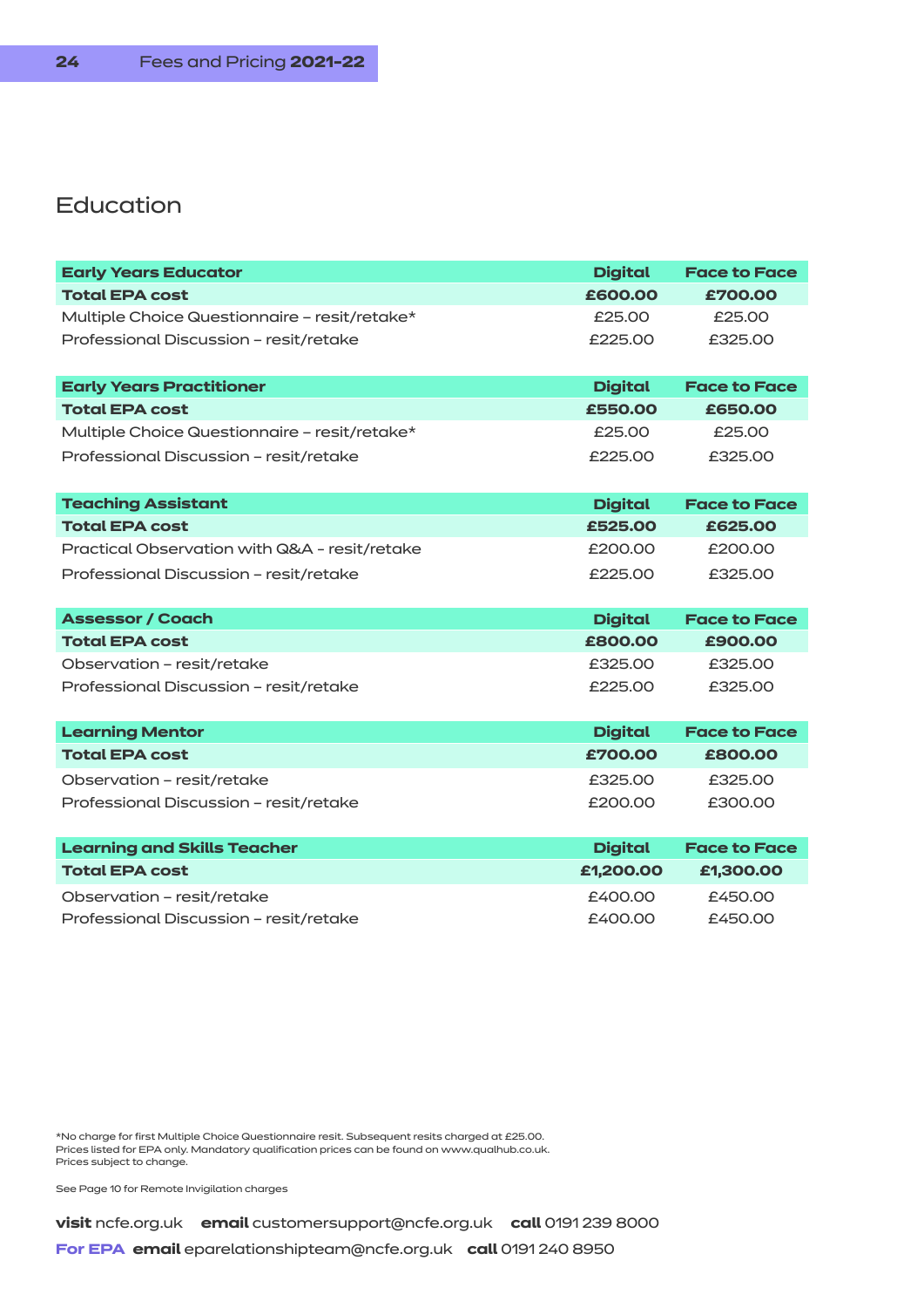## Education

| Early Years Educator | Digital | Face to Face |
|---|---|---|
| **Total EPA cost** | **£600.00** | **£700.00** |
| Multiple Choice Questionnaire – resit/retake* | £25.00 | £25.00 |
| Professional Discussion – resit/retake | £225.00 | £325.00 |

| Early Years Practitioner | Digital | Face to Face |
|---|---|---|
| **Total EPA cost** | **£550.00** | **£650.00** |
| Multiple Choice Questionnaire – resit/retake* | £25.00 | £25.00 |
| Professional Discussion – resit/retake | £225.00 | £325.00 |

| Teaching Assistant | Digital | Face to Face |
|---|---|---|
| **Total EPA cost** | **£525.00** | **£625.00** |
| Practical Observation with Q&A - resit/retake | £200.00 | £200.00 |
| Professional Discussion – resit/retake | £225.00 | £325.00 |

| Assessor / Coach | Digital | Face to Face |
|---|---|---|
| **Total EPA cost** | **£800.00** | **£900.00** |
| Observation – resit/retake | £325.00 | £325.00 |
| Professional Discussion – resit/retake | £225.00 | £325.00 |

| Learning Mentor | Digital | Face to Face |
|---|---|---|
| **Total EPA cost** | **£700.00** | **£800.00** |
| Observation – resit/retake | £325.00 | £325.00 |
| Professional Discussion – resit/retake | £200.00 | £300.00 |

| Learning and Skills Teacher | Digital | Face to Face |
|---|---|---|
| **Total EPA cost** | **£1,200.00** | **£1,300.00** |
| Observation – resit/retake | £400.00 | £450.00 |
| Professional Discussion – resit/retake | £400.00 | £450.00 |

*No charge for first Multiple Choice Questionnaire resit. Subsequent resits charged at £25.00.
Prices listed for EPA only. Mandatory qualification prices can be found on www.qualhub.co.uk.
Prices subject to change.

See Page 10 for Remote Invigilation charges

**visit** ncfe.org.uk **email** customersupport@ncfe.org.uk **call** 0191 239 8000

**For EPA email** eparelationshipteam@ncfe.org.uk **call** 0191 240 8950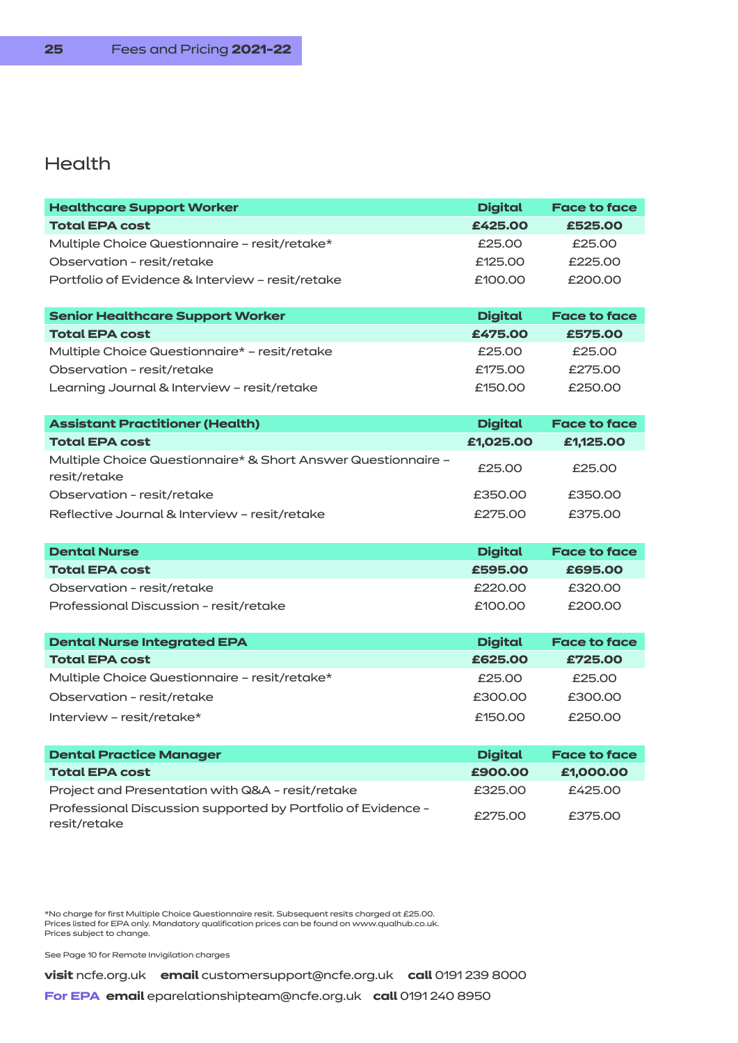## Health

| Healthcare Support Worker | Digital | Face to face |
|---|---|---|
| **Total EPA cost** | **£425.00** | **£525.00** |
| Multiple Choice Questionnaire – resit/retake* | £25.00 | £25.00 |
| Observation - resit/retake | £125.00 | £225.00 |
| Portfolio of Evidence & Interview – resit/retake | £100.00 | £200.00 |

| Senior Healthcare Support Worker | Digital | Face to face |
|---|---|---|
| **Total EPA cost** | **£475.00** | **£575.00** |
| Multiple Choice Questionnaire* – resit/retake | £25.00 | £25.00 |
| Observation - resit/retake | £175.00 | £275.00 |
| Learning Journal & Interview – resit/retake | £150.00 | £250.00 |

| Assistant Practitioner (Health) | Digital | Face to face |
|---|---|---|
| **Total EPA cost** | **£1,025.00** | **£1,125.00** |
| Multiple Choice Questionnaire* & Short Answer Questionnaire – resit/retake | £25.00 | £25.00 |
| Observation - resit/retake | £350.00 | £350.00 |
| Reflective Journal & Interview – resit/retake | £275.00 | £375.00 |

| Dental Nurse | Digital | Face to face |
|---|---|---|
| **Total EPA cost** | **£595.00** | **£695.00** |
| Observation - resit/retake | £220.00 | £320.00 |
| Professional Discussion - resit/retake | £100.00 | £200.00 |

| Dental Nurse Integrated EPA | Digital | Face to face |
|---|---|---|
| **Total EPA cost** | **£625.00** | **£725.00** |
| Multiple Choice Questionnaire – resit/retake* | £25.00 | £25.00 |
| Observation - resit/retake | £300.00 | £300.00 |
| Interview – resit/retake* | £150.00 | £250.00 |

| Dental Practice Manager | Digital | Face to face |
|---|---|---|
| **Total EPA cost** | **£900.00** | **£1,000.00** |
| Project and Presentation with Q&A - resit/retake | £325.00 | £425.00 |
| Professional Discussion supported by Portfolio of Evidence - resit/retake | £275.00 | £375.00 |

*No charge for first Multiple Choice Questionnaire resit. Subsequent resits charged at £25.00.
Prices listed for EPA only. Mandatory qualification prices can be found on www.qualhub.co.uk.
Prices subject to change.

See Page 10 for Remote Invigilation charges

**visit** ncfe.org.uk **email** customersupport@ncfe.org.uk **call** 0191 239 8000

**For EPA email** eparelationshipteam@ncfe.org.uk **call** 0191 240 8950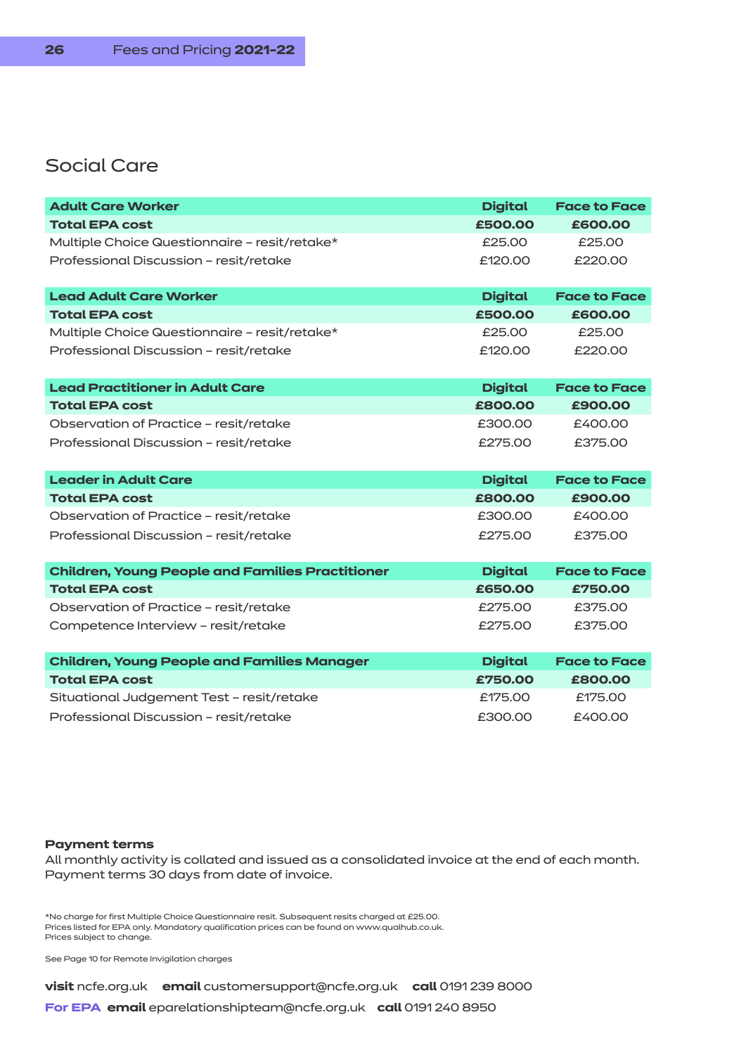## Social Care

| Adult Care Worker | Digital | Face to Face |
|---|---|---|
| **Total EPA cost** | **£500.00** | **£600.00** |
| Multiple Choice Questionnaire – resit/retake* | £25.00 | £25.00 |
| Professional Discussion – resit/retake | £120.00 | £220.00 |

| Lead Adult Care Worker | Digital | Face to Face |
|---|---|---|
| **Total EPA cost** | **£500.00** | **£600.00** |
| Multiple Choice Questionnaire – resit/retake* | £25.00 | £25.00 |
| Professional Discussion – resit/retake | £120.00 | £220.00 |

| Lead Practitioner in Adult Care | Digital | Face to Face |
|---|---|---|
| **Total EPA cost** | **£800.00** | **£900.00** |
| Observation of Practice – resit/retake | £300.00 | £400.00 |
| Professional Discussion – resit/retake | £275.00 | £375.00 |

| Leader in Adult Care | Digital | Face to Face |
|---|---|---|
| **Total EPA cost** | **£800.00** | **£900.00** |
| Observation of Practice – resit/retake | £300.00 | £400.00 |
| Professional Discussion – resit/retake | £275.00 | £375.00 |

| Children, Young People and Families Practitioner | Digital | Face to Face |
|---|---|---|
| **Total EPA cost** | **£650.00** | **£750.00** |
| Observation of Practice – resit/retake | £275.00 | £375.00 |
| Competence Interview – resit/retake | £275.00 | £375.00 |

| Children, Young People and Families Manager | Digital | Face to Face |
|---|---|---|
| **Total EPA cost** | **£750.00** | **£800.00** |
| Situational Judgement Test – resit/retake | £175.00 | £175.00 |
| Professional Discussion – resit/retake | £300.00 | £400.00 |

**Payment terms**
All monthly activity is collated and issued as a consolidated invoice at the end of each month. Payment terms 30 days from date of invoice.

*No charge for first Multiple Choice Questionnaire resit. Subsequent resits charged at £25.00.
Prices listed for EPA only. Mandatory qualification prices can be found on www.qualhub.co.uk.
Prices subject to change.

See Page 10 for Remote Invigilation charges

**visit** ncfe.org.uk **email** customersupport@ncfe.org.uk **call** 0191 239 8000
**For EPA email** eparelationshipteam@ncfe.org.uk **call** 0191 240 8950